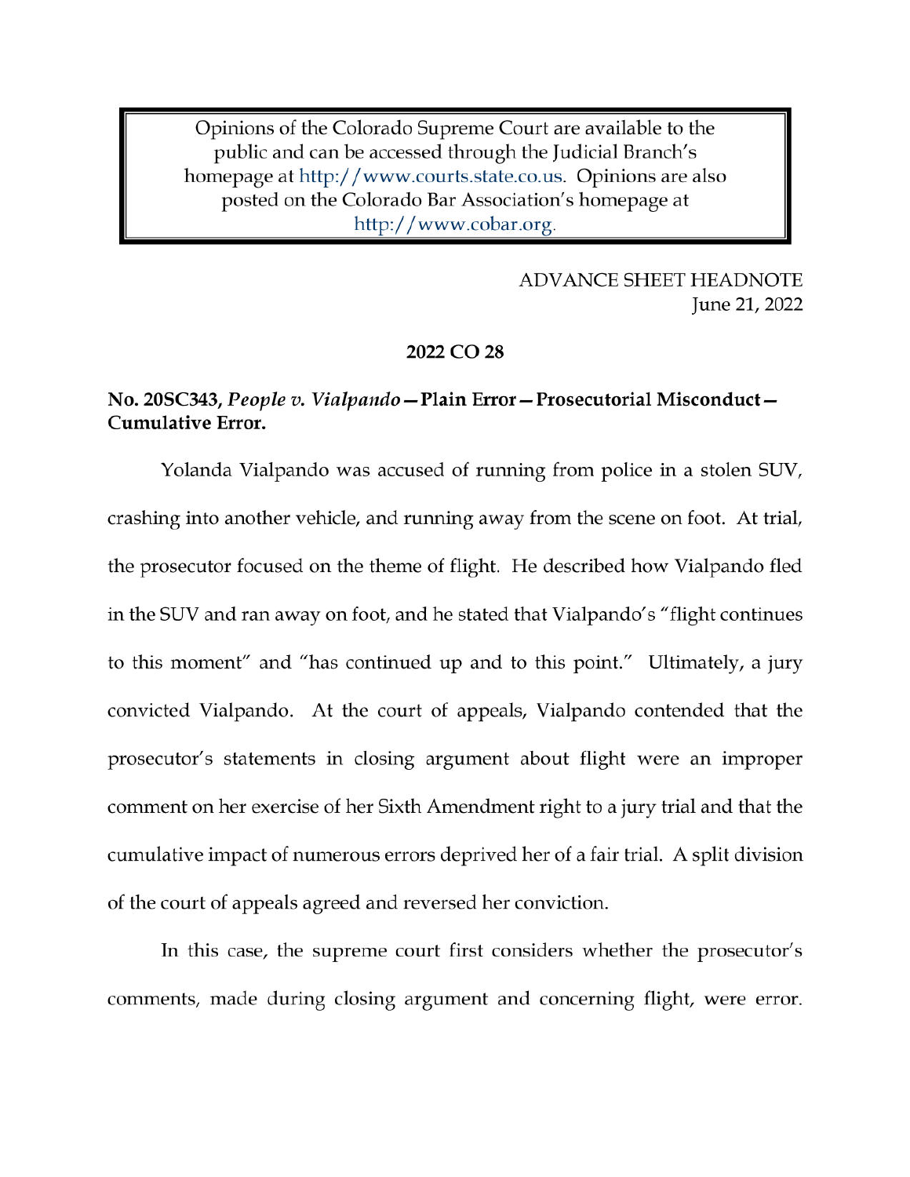> Opinions of the Colorado Supreme Court are available to the public and can be accessed through the Judicial Branch's homepage at http://www.courts.state.co.us. Opinions are also posted on the Colorado Bar Association's homepage at http://www.cobar.org.

ADVANCE SHEET HEADNOTE
June 21, 2022

**2022 CO 28**

**No. 20SC343, *People v. Vialpando* — Plain Error — Prosecutorial Misconduct — Cumulative Error.**

Yolanda Vialpando was accused of running from police in a stolen SUV, crashing into another vehicle, and running away from the scene on foot. At trial, the prosecutor focused on the theme of flight. He described how Vialpando fled in the SUV and ran away on foot, and he stated that Vialpando's "flight continues to this moment" and "has continued up and to this point." Ultimately, a jury convicted Vialpando. At the court of appeals, Vialpando contended that the prosecutor's statements in closing argument about flight were an improper comment on her exercise of her Sixth Amendment right to a jury trial and that the cumulative impact of numerous errors deprived her of a fair trial. A split division of the court of appeals agreed and reversed her conviction.

In this case, the supreme court first considers whether the prosecutor's comments, made during closing argument and concerning flight, were error.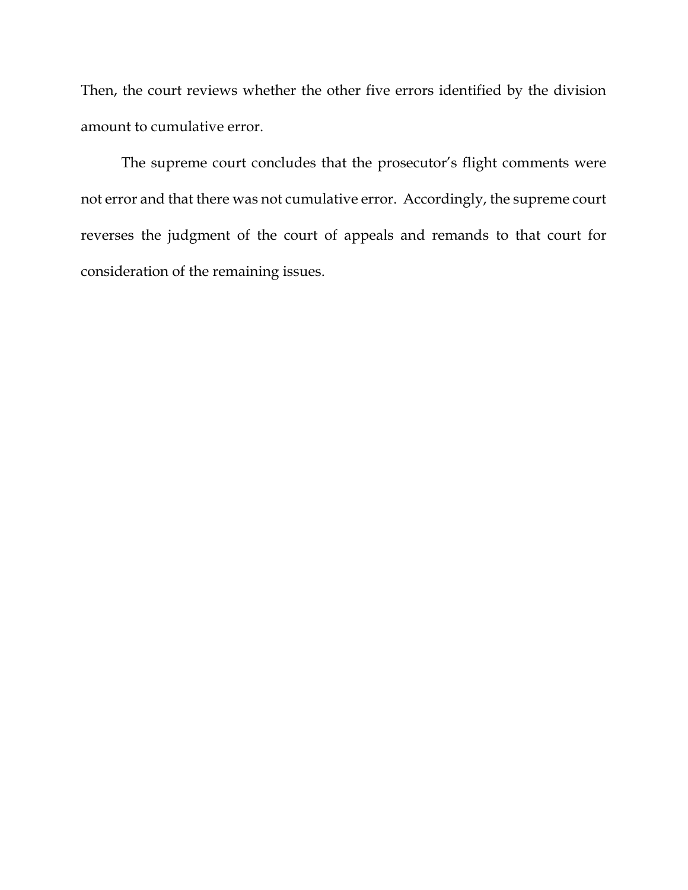Then, the court reviews whether the other five errors identified by the division amount to cumulative error.

The supreme court concludes that the prosecutor's flight comments were not error and that there was not cumulative error. Accordingly, the supreme court reverses the judgment of the court of appeals and remands to that court for consideration of the remaining issues.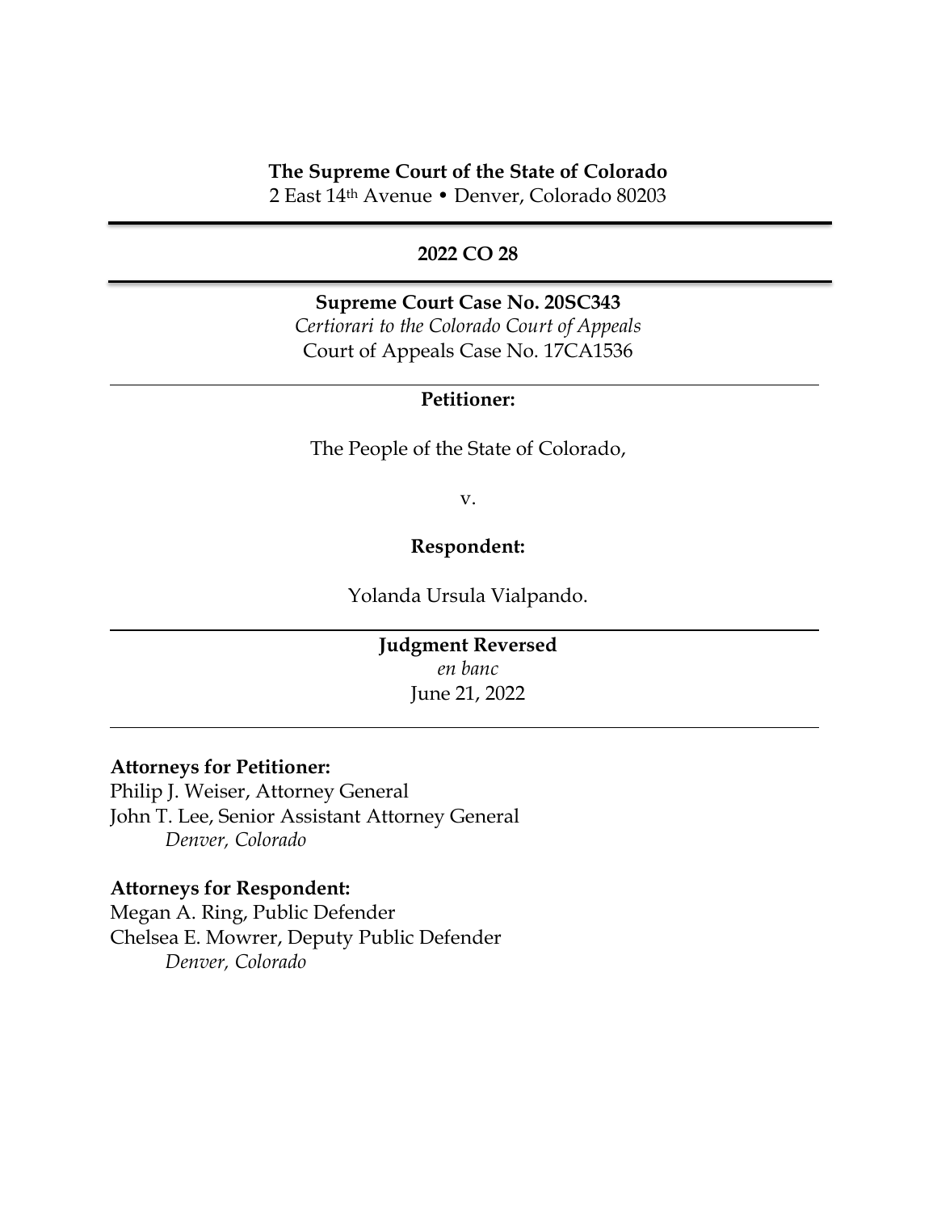**The Supreme Court of the State of Colorado**
2 East 14th Avenue • Denver, Colorado 80203

---

**2022 CO 28**

---

**Supreme Court Case No. 20SC343**
*Certiorari to the Colorado Court of Appeals*
Court of Appeals Case No. 17CA1536

---

**Petitioner:**

The People of the State of Colorado,

v.

**Respondent:**

Yolanda Ursula Vialpando.

---

**Judgment Reversed**
*en banc*
June 21, 2022

---

**Attorneys for Petitioner:**
Philip J. Weiser, Attorney General
John T. Lee, Senior Assistant Attorney General
*Denver, Colorado*

**Attorneys for Respondent:**
Megan A. Ring, Public Defender
Chelsea E. Mowrer, Deputy Public Defender
*Denver, Colorado*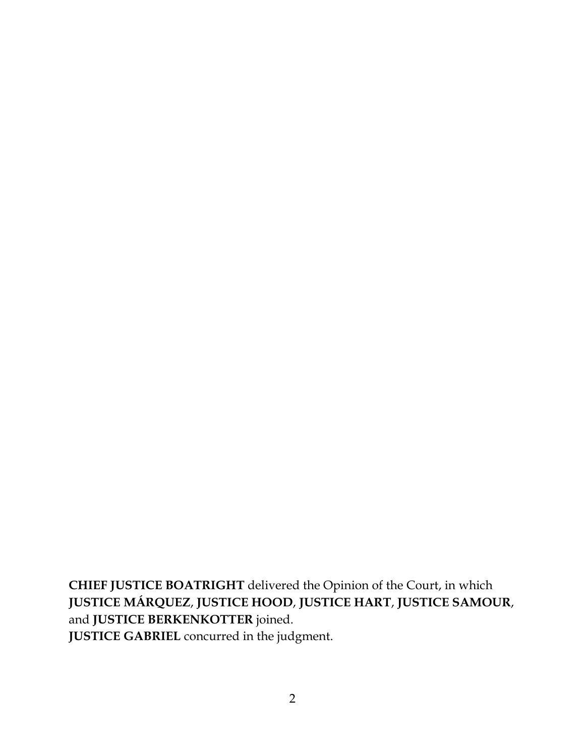**CHIEF JUSTICE BOATRIGHT** delivered the Opinion of the Court, in which **JUSTICE MÁRQUEZ**, **JUSTICE HOOD**, **JUSTICE HART**, **JUSTICE SAMOUR**, and **JUSTICE BERKENKOTTER** joined.
**JUSTICE GABRIEL** concurred in the judgment.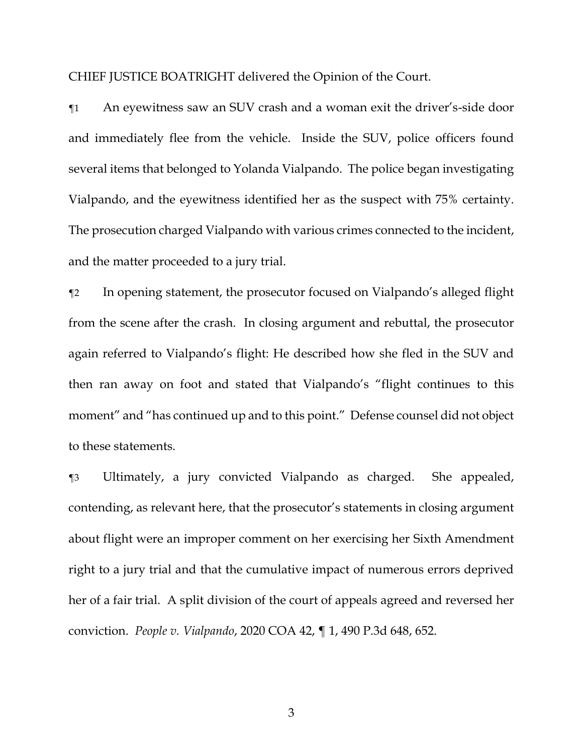CHIEF JUSTICE BOATRIGHT delivered the Opinion of the Court.

¶1 An eyewitness saw an SUV crash and a woman exit the driver's-side door and immediately flee from the vehicle. Inside the SUV, police officers found several items that belonged to Yolanda Vialpando. The police began investigating Vialpando, and the eyewitness identified her as the suspect with 75% certainty. The prosecution charged Vialpando with various crimes connected to the incident, and the matter proceeded to a jury trial.

¶2 In opening statement, the prosecutor focused on Vialpando's alleged flight from the scene after the crash. In closing argument and rebuttal, the prosecutor again referred to Vialpando's flight: He described how she fled in the SUV and then ran away on foot and stated that Vialpando's "flight continues to this moment" and "has continued up and to this point." Defense counsel did not object to these statements.

¶3 Ultimately, a jury convicted Vialpando as charged. She appealed, contending, as relevant here, that the prosecutor's statements in closing argument about flight were an improper comment on her exercising her Sixth Amendment right to a jury trial and that the cumulative impact of numerous errors deprived her of a fair trial. A split division of the court of appeals agreed and reversed her conviction. *People v. Vialpando*, 2020 COA 42, ¶ 1, 490 P.3d 648, 652.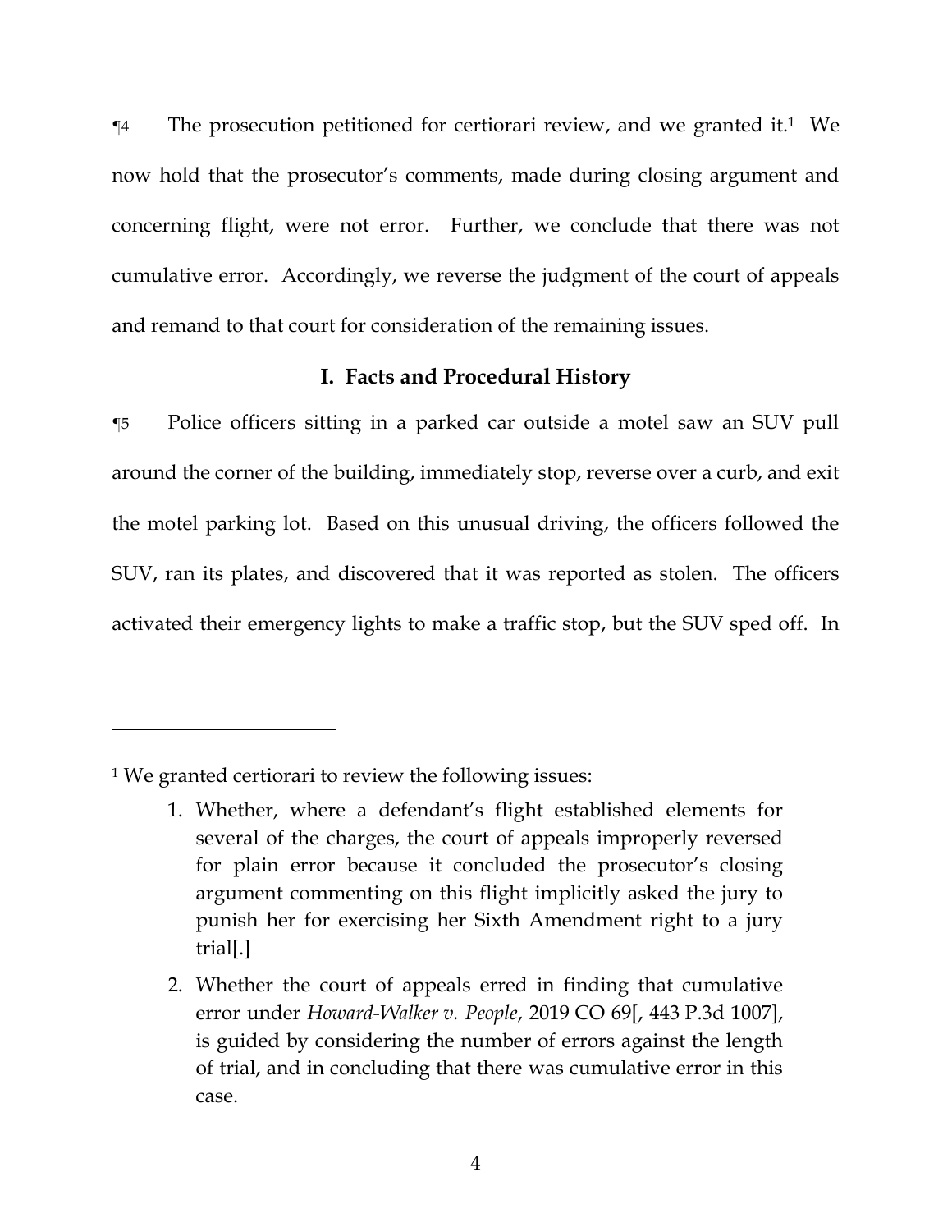¶4 The prosecution petitioned for certiorari review, and we granted it.[1] We now hold that the prosecutor's comments, made during closing argument and concerning flight, were not error. Further, we conclude that there was not cumulative error. Accordingly, we reverse the judgment of the court of appeals and remand to that court for consideration of the remaining issues.

## I. Facts and Procedural History

¶5 Police officers sitting in a parked car outside a motel saw an SUV pull around the corner of the building, immediately stop, reverse over a curb, and exit the motel parking lot. Based on this unusual driving, the officers followed the SUV, ran its plates, and discovered that it was reported as stolen. The officers activated their emergency lights to make a traffic stop, but the SUV sped off. In

---

[1] We granted certiorari to review the following issues:

1. Whether, where a defendant's flight established elements for several of the charges, the court of appeals improperly reversed for plain error because it concluded the prosecutor's closing argument commenting on this flight implicitly asked the jury to punish her for exercising her Sixth Amendment right to a jury trial[.]
2. Whether the court of appeals erred in finding that cumulative error under *Howard-Walker v. People*, 2019 CO 69[, 443 P.3d 1007], is guided by considering the number of errors against the length of trial, and in concluding that there was cumulative error in this case.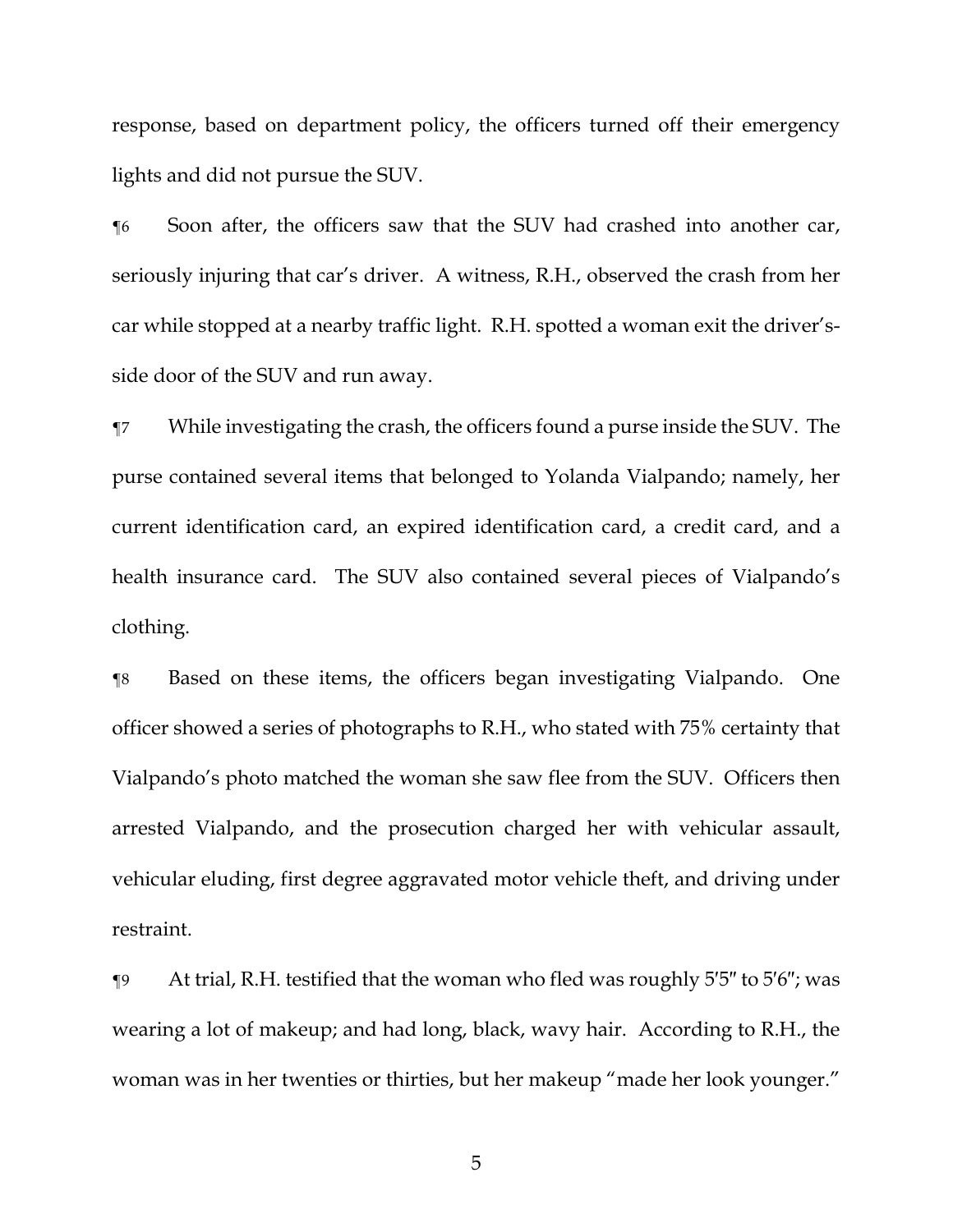response, based on department policy, the officers turned off their emergency lights and did not pursue the SUV.

¶6 Soon after, the officers saw that the SUV had crashed into another car, seriously injuring that car's driver. A witness, R.H., observed the crash from her car while stopped at a nearby traffic light. R.H. spotted a woman exit the driver's-side door of the SUV and run away.

¶7 While investigating the crash, the officers found a purse inside the SUV. The purse contained several items that belonged to Yolanda Vialpando; namely, her current identification card, an expired identification card, a credit card, and a health insurance card. The SUV also contained several pieces of Vialpando's clothing.

¶8 Based on these items, the officers began investigating Vialpando. One officer showed a series of photographs to R.H., who stated with 75% certainty that Vialpando's photo matched the woman she saw flee from the SUV. Officers then arrested Vialpando, and the prosecution charged her with vehicular assault, vehicular eluding, first degree aggravated motor vehicle theft, and driving under restraint.

¶9 At trial, R.H. testified that the woman who fled was roughly 5′5″ to 5′6″; was wearing a lot of makeup; and had long, black, wavy hair. According to R.H., the woman was in her twenties or thirties, but her makeup "made her look younger."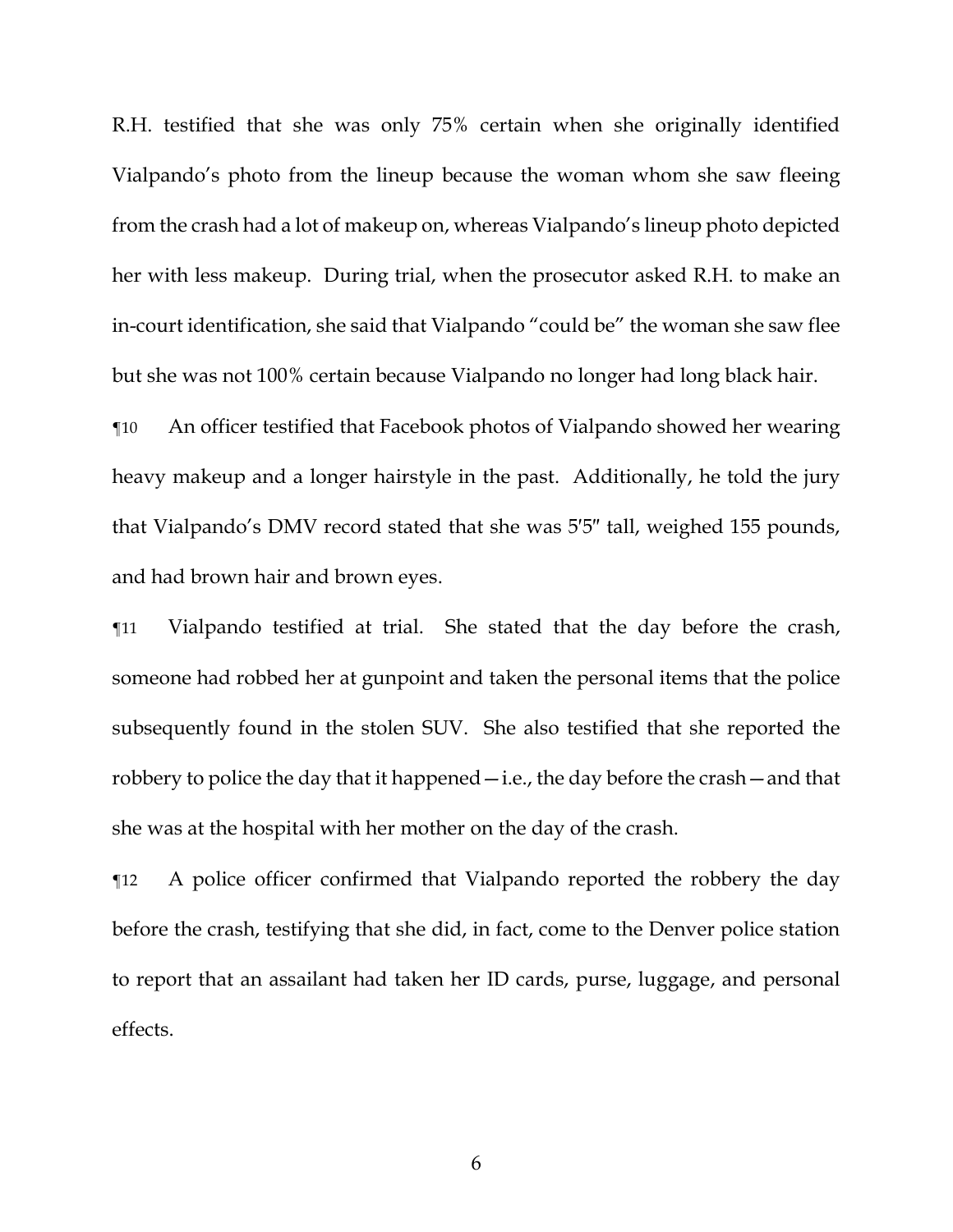R.H. testified that she was only 75% certain when she originally identified Vialpando's photo from the lineup because the woman whom she saw fleeing from the crash had a lot of makeup on, whereas Vialpando's lineup photo depicted her with less makeup. During trial, when the prosecutor asked R.H. to make an in-court identification, she said that Vialpando "could be" the woman she saw flee but she was not 100% certain because Vialpando no longer had long black hair.

¶10 An officer testified that Facebook photos of Vialpando showed her wearing heavy makeup and a longer hairstyle in the past. Additionally, he told the jury that Vialpando's DMV record stated that she was 5′5″ tall, weighed 155 pounds, and had brown hair and brown eyes.

¶11 Vialpando testified at trial. She stated that the day before the crash, someone had robbed her at gunpoint and taken the personal items that the police subsequently found in the stolen SUV. She also testified that she reported the robbery to police the day that it happened—i.e., the day before the crash—and that she was at the hospital with her mother on the day of the crash.

¶12 A police officer confirmed that Vialpando reported the robbery the day before the crash, testifying that she did, in fact, come to the Denver police station to report that an assailant had taken her ID cards, purse, luggage, and personal effects.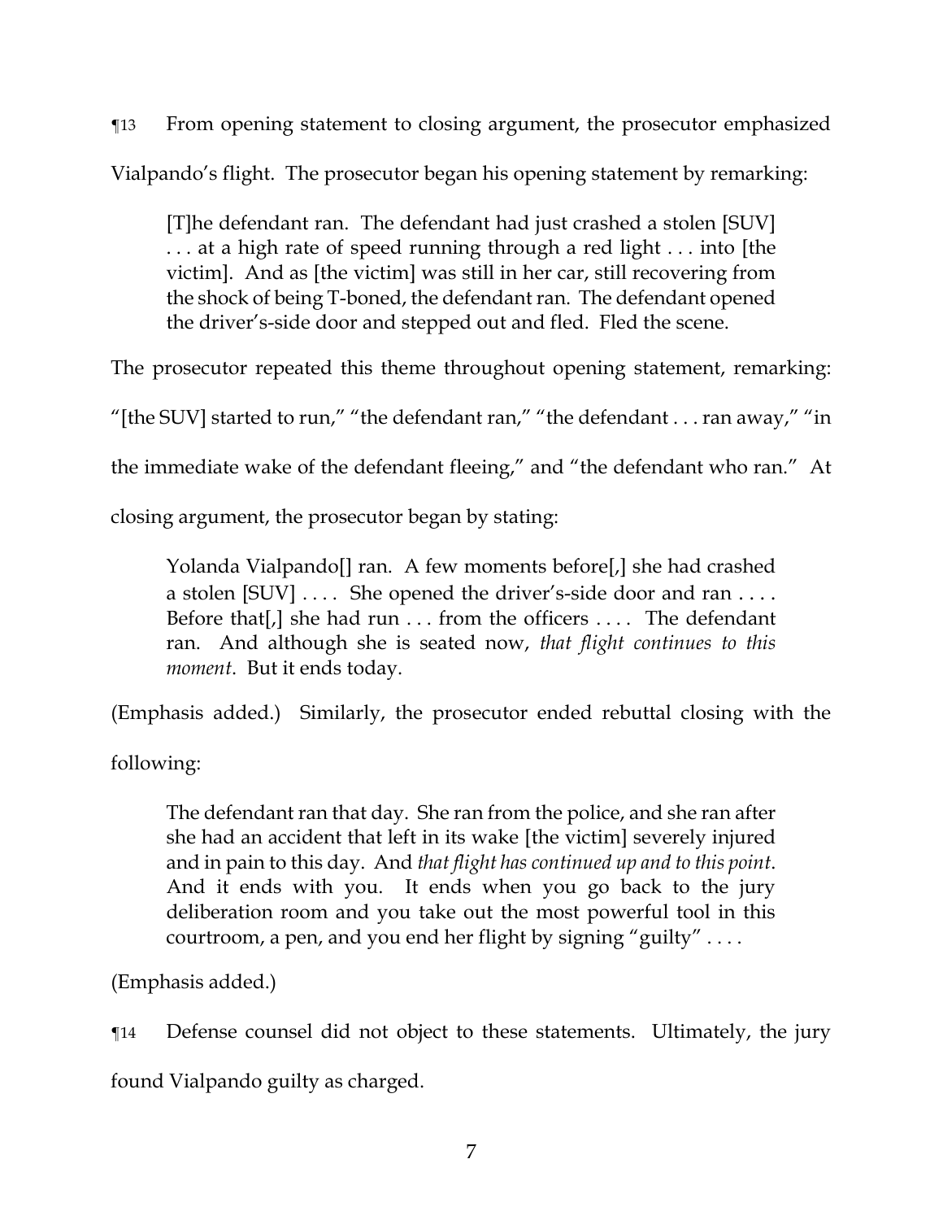¶13 From opening statement to closing argument, the prosecutor emphasized Vialpando's flight. The prosecutor began his opening statement by remarking:

> [T]he defendant ran. The defendant had just crashed a stolen [SUV] . . . at a high rate of speed running through a red light . . . into [the victim]. And as [the victim] was still in her car, still recovering from the shock of being T-boned, the defendant ran. The defendant opened the driver's-side door and stepped out and fled. Fled the scene.

The prosecutor repeated this theme throughout opening statement, remarking: "[the SUV] started to run," "the defendant ran," "the defendant . . . ran away," "in the immediate wake of the defendant fleeing," and "the defendant who ran." At closing argument, the prosecutor began by stating:

> Yolanda Vialpando[] ran. A few moments before[,] she had crashed a stolen [SUV] . . . . She opened the driver's-side door and ran . . . . Before that[,] she had run . . . from the officers . . . . The defendant ran. And although she is seated now, *that flight continues to this moment*. But it ends today.

(Emphasis added.) Similarly, the prosecutor ended rebuttal closing with the following:

> The defendant ran that day. She ran from the police, and she ran after she had an accident that left in its wake [the victim] severely injured and in pain to this day. And *that flight has continued up and to this point*. And it ends with you. It ends when you go back to the jury deliberation room and you take out the most powerful tool in this courtroom, a pen, and you end her flight by signing "guilty" . . . .

(Emphasis added.)

¶14 Defense counsel did not object to these statements. Ultimately, the jury found Vialpando guilty as charged.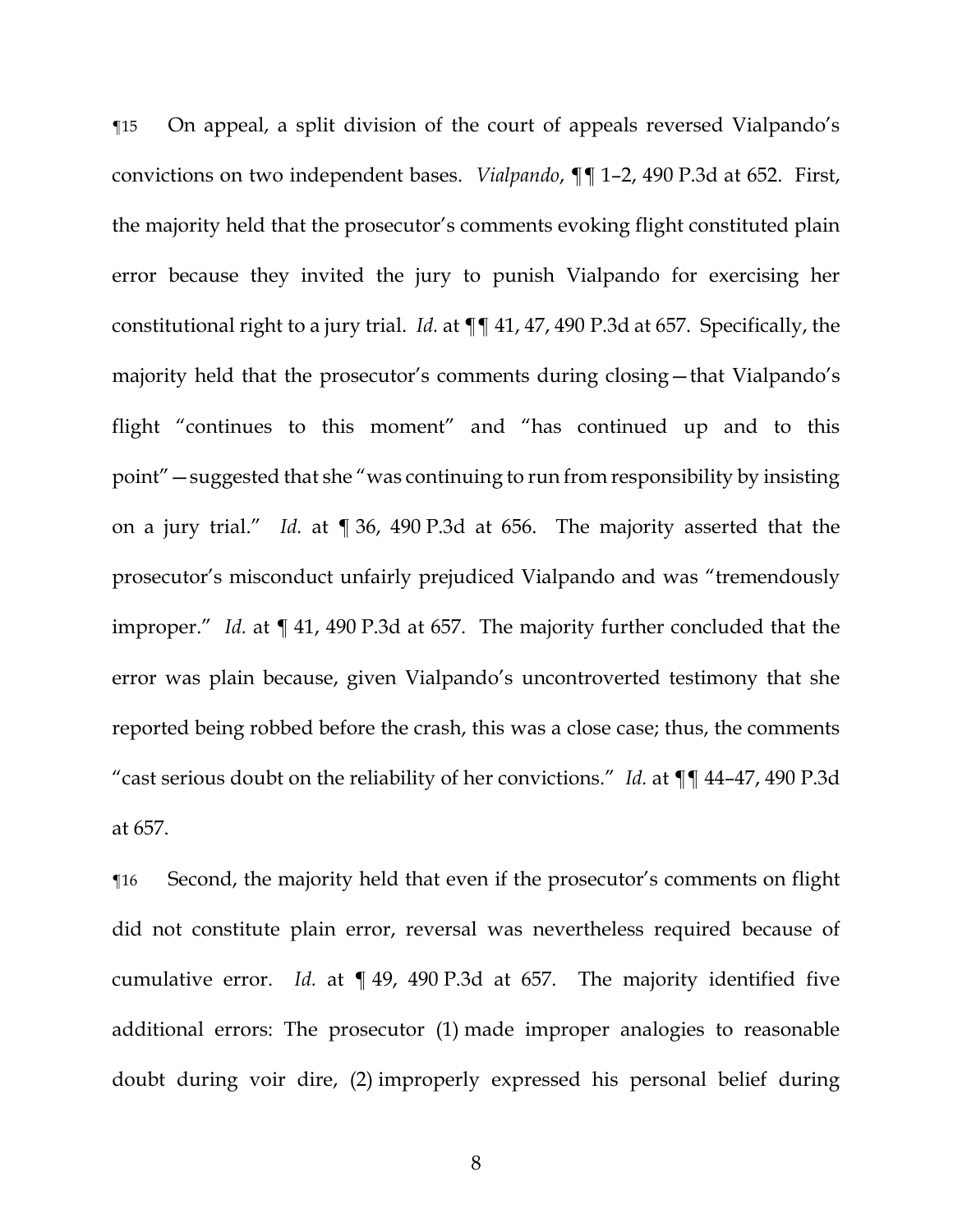¶15 On appeal, a split division of the court of appeals reversed Vialpando's convictions on two independent bases. *Vialpando*, ¶¶ 1–2, 490 P.3d at 652. First, the majority held that the prosecutor's comments evoking flight constituted plain error because they invited the jury to punish Vialpando for exercising her constitutional right to a jury trial. *Id.* at ¶¶ 41, 47, 490 P.3d at 657. Specifically, the majority held that the prosecutor's comments during closing—that Vialpando's flight "continues to this moment" and "has continued up and to this point"—suggested that she "was continuing to run from responsibility by insisting on a jury trial." *Id.* at ¶ 36, 490 P.3d at 656. The majority asserted that the prosecutor's misconduct unfairly prejudiced Vialpando and was "tremendously improper." *Id.* at ¶ 41, 490 P.3d at 657. The majority further concluded that the error was plain because, given Vialpando's uncontroverted testimony that she reported being robbed before the crash, this was a close case; thus, the comments "cast serious doubt on the reliability of her convictions." *Id.* at ¶¶ 44–47, 490 P.3d at 657.

¶16 Second, the majority held that even if the prosecutor's comments on flight did not constitute plain error, reversal was nevertheless required because of cumulative error. *Id.* at ¶ 49, 490 P.3d at 657. The majority identified five additional errors: The prosecutor (1) made improper analogies to reasonable doubt during voir dire, (2) improperly expressed his personal belief during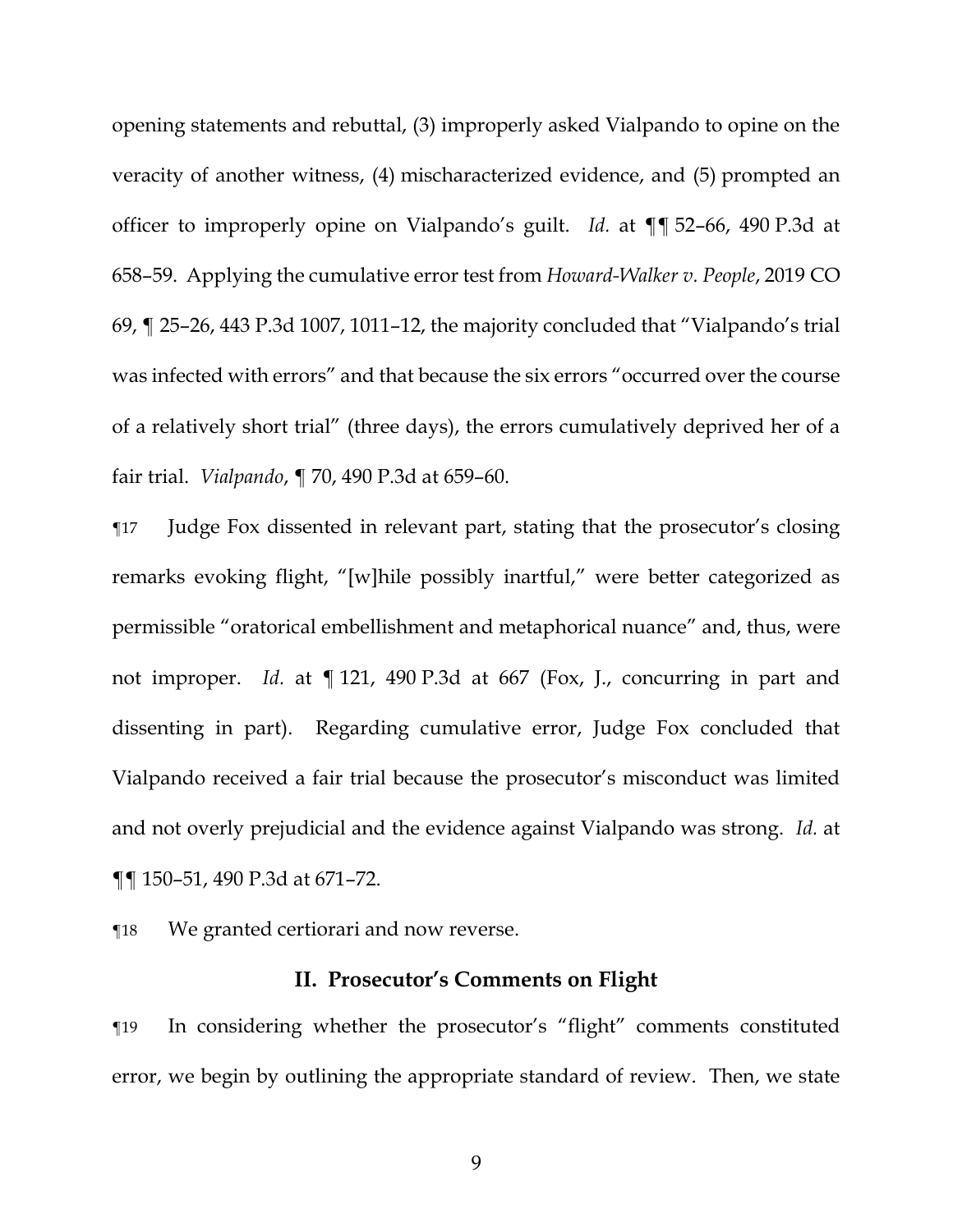opening statements and rebuttal, (3) improperly asked Vialpando to opine on the veracity of another witness, (4) mischaracterized evidence, and (5) prompted an officer to improperly opine on Vialpando's guilt. *Id.* at ¶¶ 52–66, 490 P.3d at 658–59. Applying the cumulative error test from *Howard-Walker v. People*, 2019 CO 69, ¶ 25–26, 443 P.3d 1007, 1011–12, the majority concluded that "Vialpando's trial was infected with errors" and that because the six errors "occurred over the course of a relatively short trial" (three days), the errors cumulatively deprived her of a fair trial. *Vialpando*, ¶ 70, 490 P.3d at 659–60.

¶17 Judge Fox dissented in relevant part, stating that the prosecutor's closing remarks evoking flight, "[w]hile possibly inartful," were better categorized as permissible "oratorical embellishment and metaphorical nuance" and, thus, were not improper. *Id.* at ¶ 121, 490 P.3d at 667 (Fox, J., concurring in part and dissenting in part). Regarding cumulative error, Judge Fox concluded that Vialpando received a fair trial because the prosecutor's misconduct was limited and not overly prejudicial and the evidence against Vialpando was strong. *Id.* at ¶¶ 150–51, 490 P.3d at 671–72.

¶18 We granted certiorari and now reverse.

## II. Prosecutor's Comments on Flight

¶19 In considering whether the prosecutor's "flight" comments constituted error, we begin by outlining the appropriate standard of review. Then, we state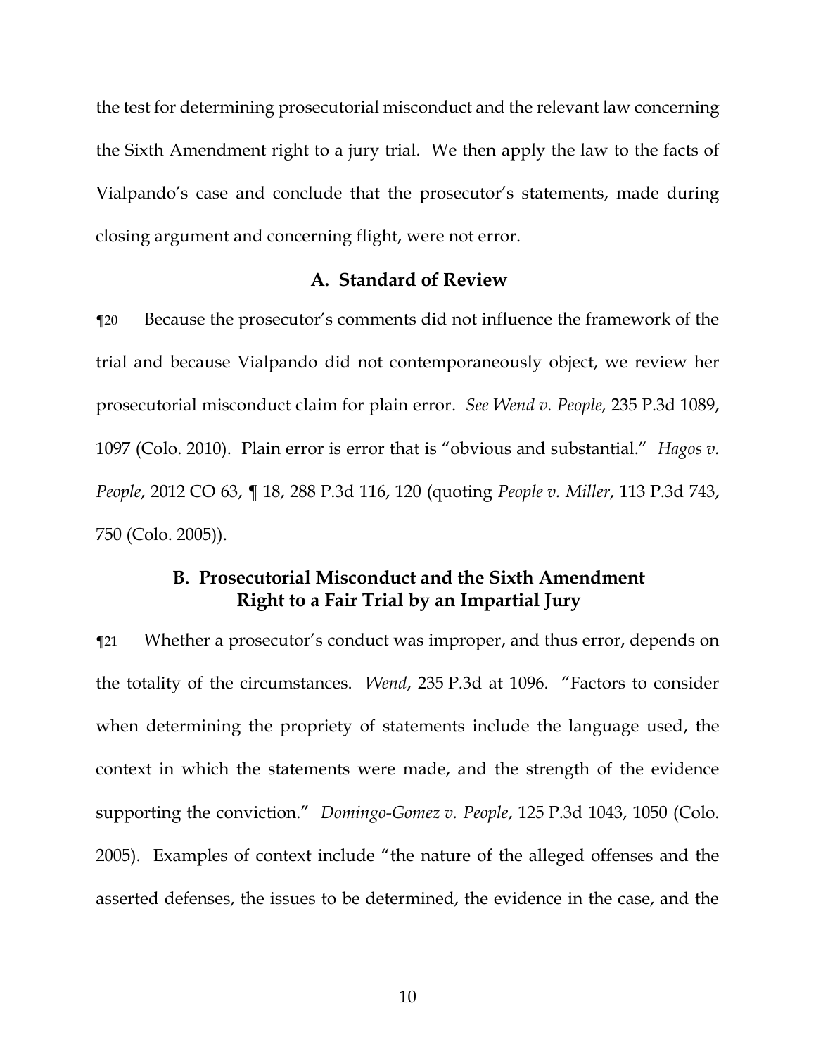the test for determining prosecutorial misconduct and the relevant law concerning the Sixth Amendment right to a jury trial. We then apply the law to the facts of Vialpando's case and conclude that the prosecutor's statements, made during closing argument and concerning flight, were not error.

### A. Standard of Review

¶20 Because the prosecutor's comments did not influence the framework of the trial and because Vialpando did not contemporaneously object, we review her prosecutorial misconduct claim for plain error. *See Wend v. People,* 235 P.3d 1089, 1097 (Colo. 2010). Plain error is error that is "obvious and substantial." *Hagos v. People*, 2012 CO 63, ¶ 18, 288 P.3d 116, 120 (quoting *People v. Miller*, 113 P.3d 743, 750 (Colo. 2005)).

### B. Prosecutorial Misconduct and the Sixth Amendment Right to a Fair Trial by an Impartial Jury

¶21 Whether a prosecutor's conduct was improper, and thus error, depends on the totality of the circumstances. *Wend*, 235 P.3d at 1096. "Factors to consider when determining the propriety of statements include the language used, the context in which the statements were made, and the strength of the evidence supporting the conviction." *Domingo-Gomez v. People*, 125 P.3d 1043, 1050 (Colo. 2005). Examples of context include "the nature of the alleged offenses and the asserted defenses, the issues to be determined, the evidence in the case, and the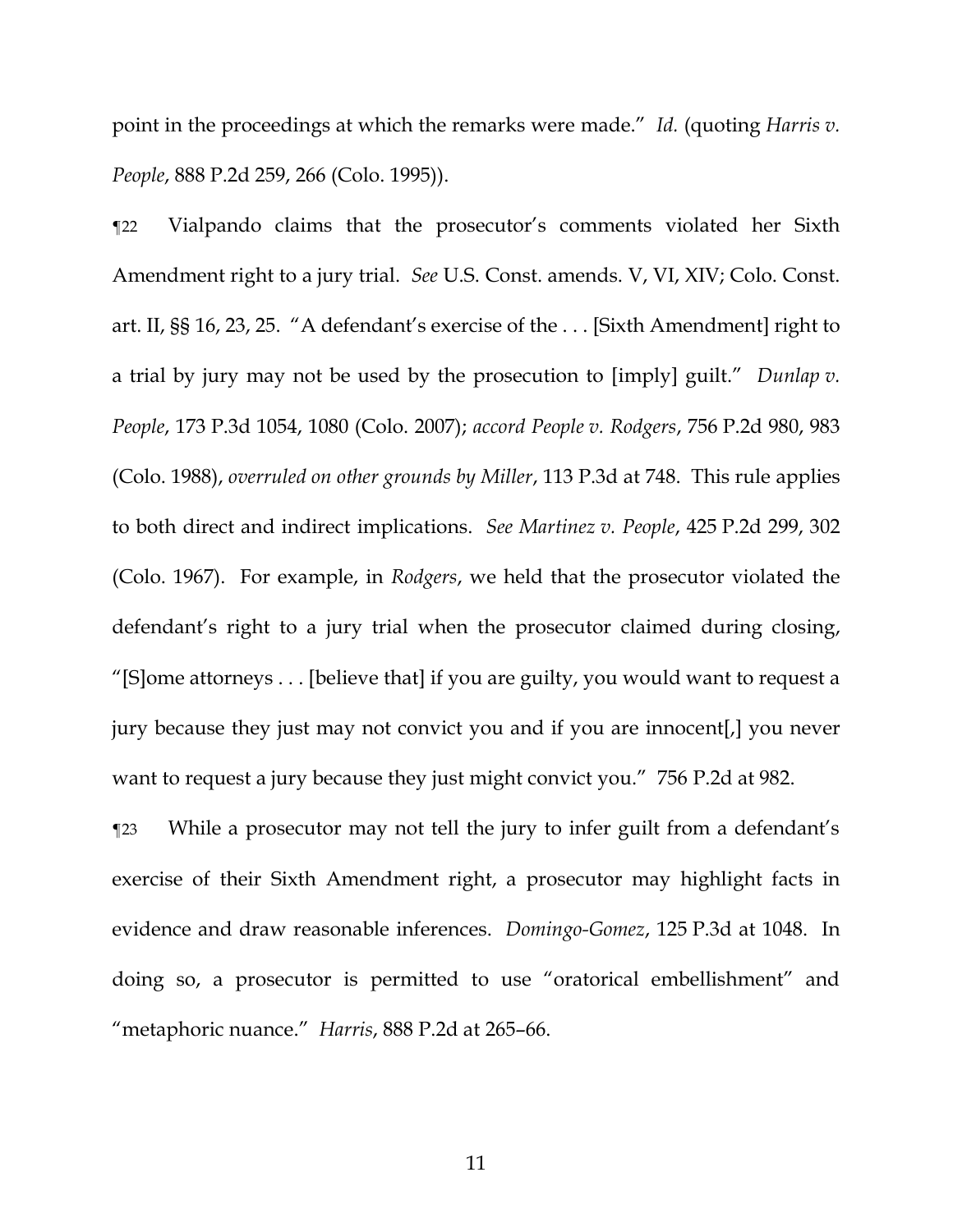point in the proceedings at which the remarks were made." *Id.* (quoting *Harris v. People*, 888 P.2d 259, 266 (Colo. 1995)).

¶22 Vialpando claims that the prosecutor's comments violated her Sixth Amendment right to a jury trial. *See* U.S. Const. amends. V, VI, XIV; Colo. Const. art. II, §§ 16, 23, 25. "A defendant's exercise of the . . . [Sixth Amendment] right to a trial by jury may not be used by the prosecution to [imply] guilt." *Dunlap v. People*, 173 P.3d 1054, 1080 (Colo. 2007); *accord People v. Rodgers*, 756 P.2d 980, 983 (Colo. 1988), *overruled on other grounds by Miller*, 113 P.3d at 748. This rule applies to both direct and indirect implications. *See Martinez v. People*, 425 P.2d 299, 302 (Colo. 1967). For example, in *Rodgers*, we held that the prosecutor violated the defendant's right to a jury trial when the prosecutor claimed during closing, "[S]ome attorneys . . . [believe that] if you are guilty, you would want to request a jury because they just may not convict you and if you are innocent[,] you never want to request a jury because they just might convict you." 756 P.2d at 982.

¶23 While a prosecutor may not tell the jury to infer guilt from a defendant's exercise of their Sixth Amendment right, a prosecutor may highlight facts in evidence and draw reasonable inferences. *Domingo-Gomez*, 125 P.3d at 1048. In doing so, a prosecutor is permitted to use "oratorical embellishment" and "metaphoric nuance." *Harris*, 888 P.2d at 265–66.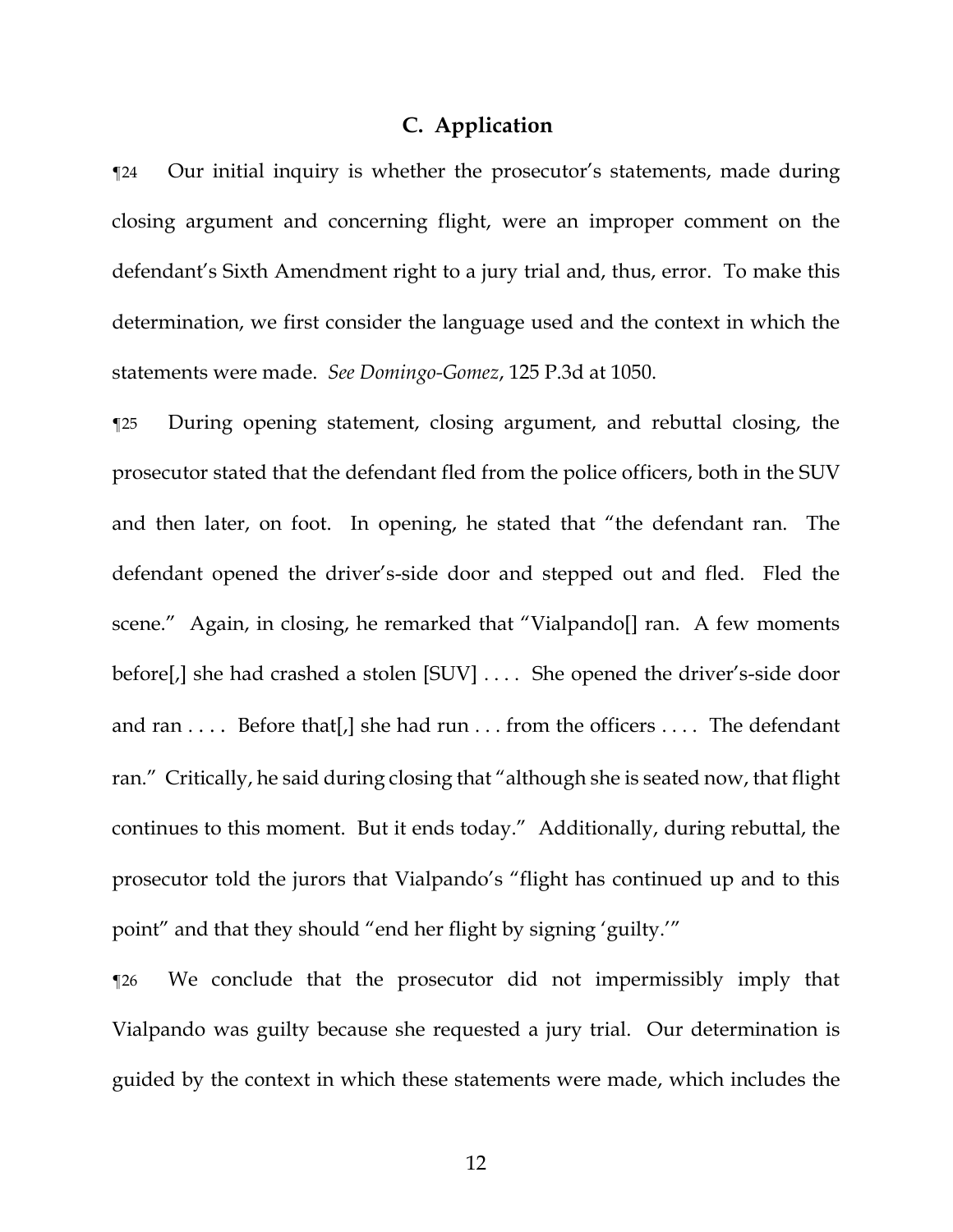### C. Application

¶24 Our initial inquiry is whether the prosecutor's statements, made during closing argument and concerning flight, were an improper comment on the defendant's Sixth Amendment right to a jury trial and, thus, error. To make this determination, we first consider the language used and the context in which the statements were made. *See Domingo-Gomez*, 125 P.3d at 1050.

¶25 During opening statement, closing argument, and rebuttal closing, the prosecutor stated that the defendant fled from the police officers, both in the SUV and then later, on foot. In opening, he stated that "the defendant ran. The defendant opened the driver's-side door and stepped out and fled. Fled the scene." Again, in closing, he remarked that "Vialpando[] ran. A few moments before[,] she had crashed a stolen [SUV] . . . . She opened the driver's-side door and ran . . . . Before that[,] she had run . . . from the officers . . . . The defendant ran." Critically, he said during closing that "although she is seated now, that flight continues to this moment. But it ends today." Additionally, during rebuttal, the prosecutor told the jurors that Vialpando's "flight has continued up and to this point" and that they should "end her flight by signing 'guilty.'"

¶26 We conclude that the prosecutor did not impermissibly imply that Vialpando was guilty because she requested a jury trial. Our determination is guided by the context in which these statements were made, which includes the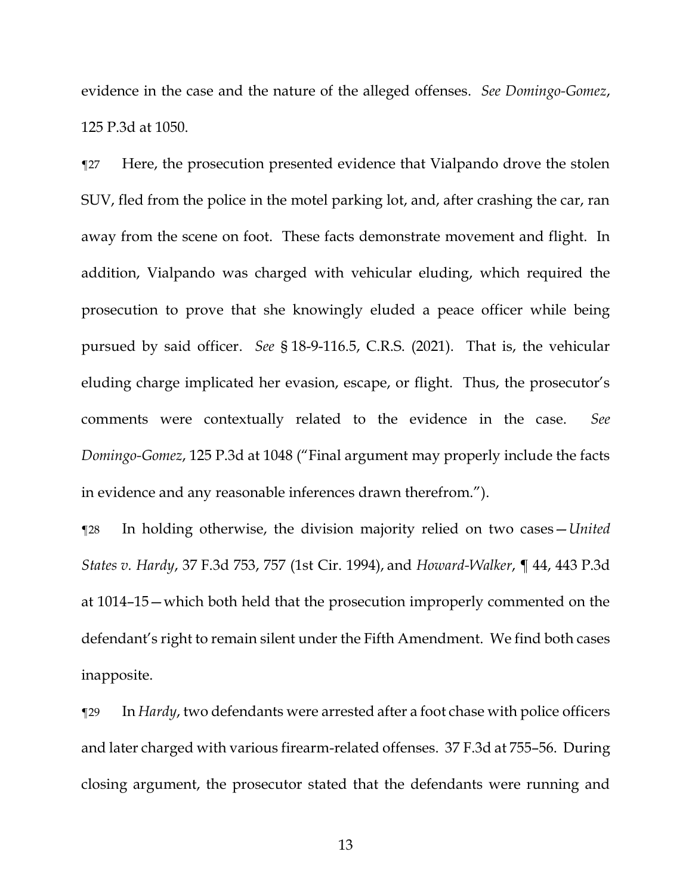evidence in the case and the nature of the alleged offenses. *See Domingo-Gomez*, 125 P.3d at 1050.

¶27 Here, the prosecution presented evidence that Vialpando drove the stolen SUV, fled from the police in the motel parking lot, and, after crashing the car, ran away from the scene on foot. These facts demonstrate movement and flight. In addition, Vialpando was charged with vehicular eluding, which required the prosecution to prove that she knowingly eluded a peace officer while being pursued by said officer. *See* § 18-9-116.5, C.R.S. (2021). That is, the vehicular eluding charge implicated her evasion, escape, or flight. Thus, the prosecutor's comments were contextually related to the evidence in the case. *See Domingo-Gomez*, 125 P.3d at 1048 ("Final argument may properly include the facts in evidence and any reasonable inferences drawn therefrom.").

¶28 In holding otherwise, the division majority relied on two cases—*United States v. Hardy*, 37 F.3d 753, 757 (1st Cir. 1994), and *Howard-Walker*, ¶ 44, 443 P.3d at 1014–15—which both held that the prosecution improperly commented on the defendant's right to remain silent under the Fifth Amendment. We find both cases inapposite.

¶29 In *Hardy*, two defendants were arrested after a foot chase with police officers and later charged with various firearm-related offenses. 37 F.3d at 755–56. During closing argument, the prosecutor stated that the defendants were running and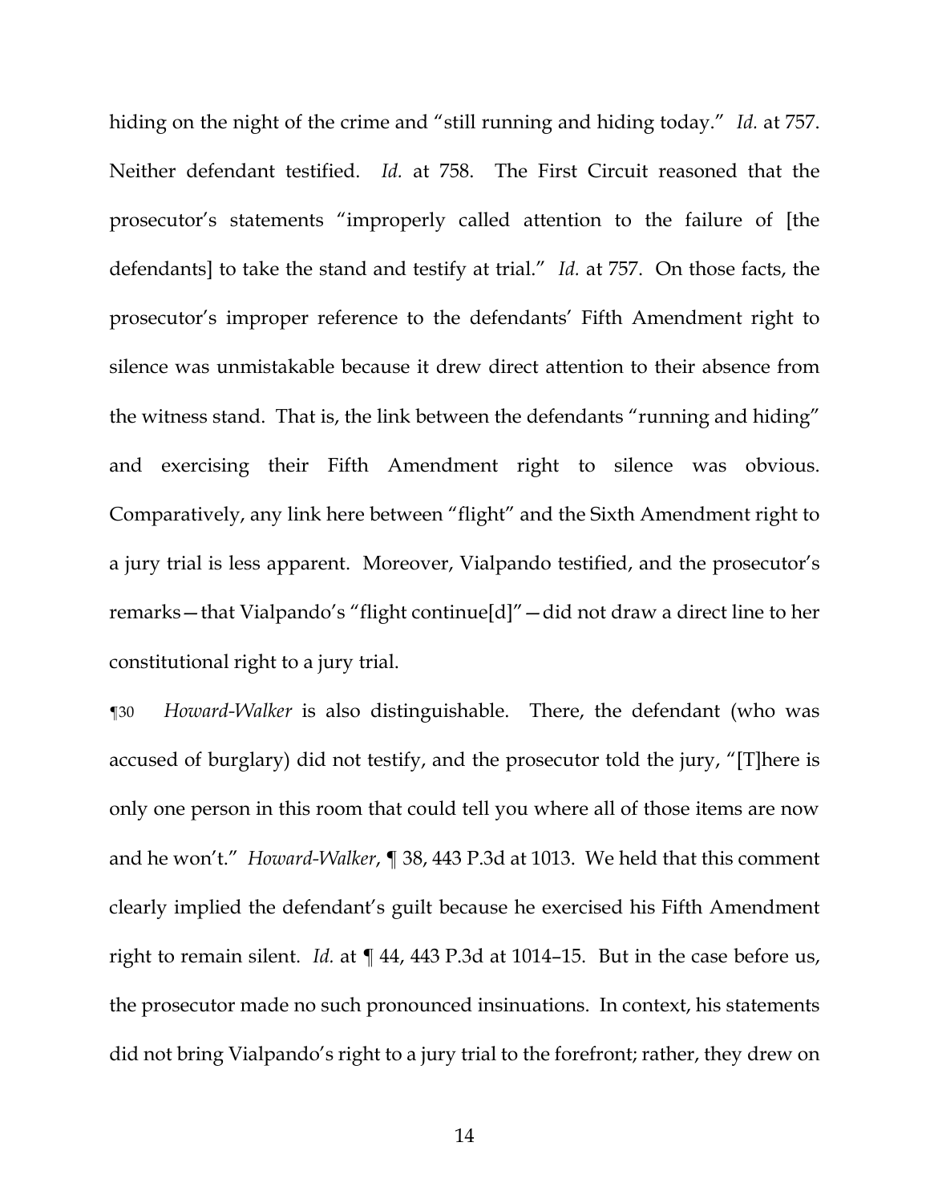hiding on the night of the crime and "still running and hiding today." *Id.* at 757. Neither defendant testified. *Id.* at 758. The First Circuit reasoned that the prosecutor's statements "improperly called attention to the failure of [the defendants] to take the stand and testify at trial." *Id.* at 757. On those facts, the prosecutor's improper reference to the defendants' Fifth Amendment right to silence was unmistakable because it drew direct attention to their absence from the witness stand. That is, the link between the defendants "running and hiding" and exercising their Fifth Amendment right to silence was obvious. Comparatively, any link here between "flight" and the Sixth Amendment right to a jury trial is less apparent. Moreover, Vialpando testified, and the prosecutor's remarks—that Vialpando's "flight continue[d]"—did not draw a direct line to her constitutional right to a jury trial.

¶30 *Howard-Walker* is also distinguishable. There, the defendant (who was accused of burglary) did not testify, and the prosecutor told the jury, "[T]here is only one person in this room that could tell you where all of those items are now and he won't." *Howard-Walker*, ¶ 38, 443 P.3d at 1013. We held that this comment clearly implied the defendant's guilt because he exercised his Fifth Amendment right to remain silent. *Id.* at ¶ 44, 443 P.3d at 1014–15. But in the case before us, the prosecutor made no such pronounced insinuations. In context, his statements did not bring Vialpando's right to a jury trial to the forefront; rather, they drew on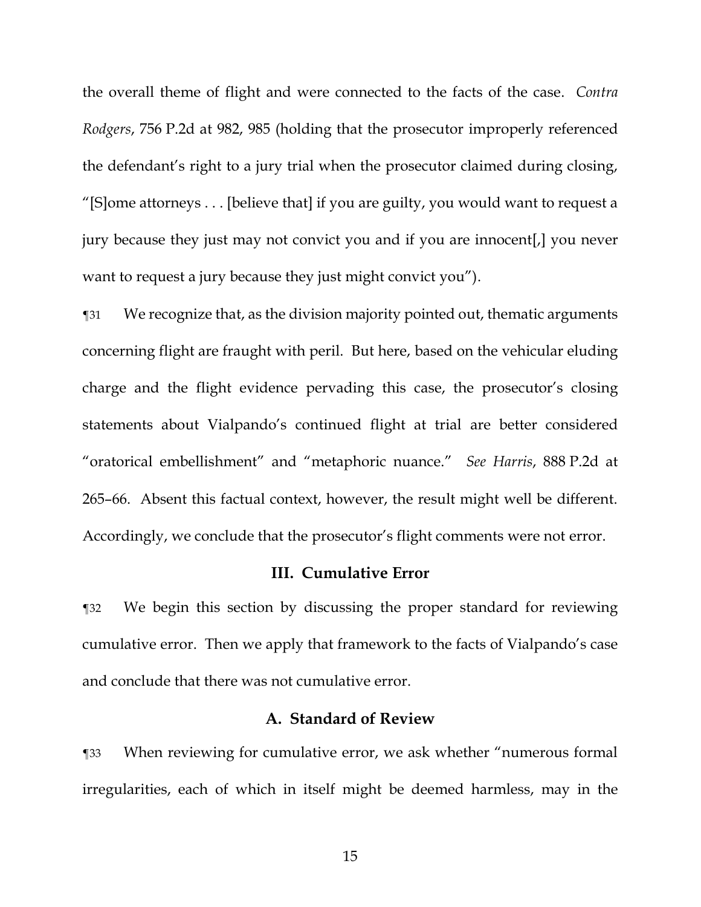the overall theme of flight and were connected to the facts of the case. *Contra Rodgers*, 756 P.2d at 982, 985 (holding that the prosecutor improperly referenced the defendant's right to a jury trial when the prosecutor claimed during closing, "[S]ome attorneys . . . [believe that] if you are guilty, you would want to request a jury because they just may not convict you and if you are innocent[,] you never want to request a jury because they just might convict you").

¶31 We recognize that, as the division majority pointed out, thematic arguments concerning flight are fraught with peril. But here, based on the vehicular eluding charge and the flight evidence pervading this case, the prosecutor's closing statements about Vialpando's continued flight at trial are better considered "oratorical embellishment" and "metaphoric nuance." *See Harris*, 888 P.2d at 265–66. Absent this factual context, however, the result might well be different. Accordingly, we conclude that the prosecutor's flight comments were not error.

## III. Cumulative Error

¶32 We begin this section by discussing the proper standard for reviewing cumulative error. Then we apply that framework to the facts of Vialpando's case and conclude that there was not cumulative error.

### A. Standard of Review

¶33 When reviewing for cumulative error, we ask whether "numerous formal irregularities, each of which in itself might be deemed harmless, may in the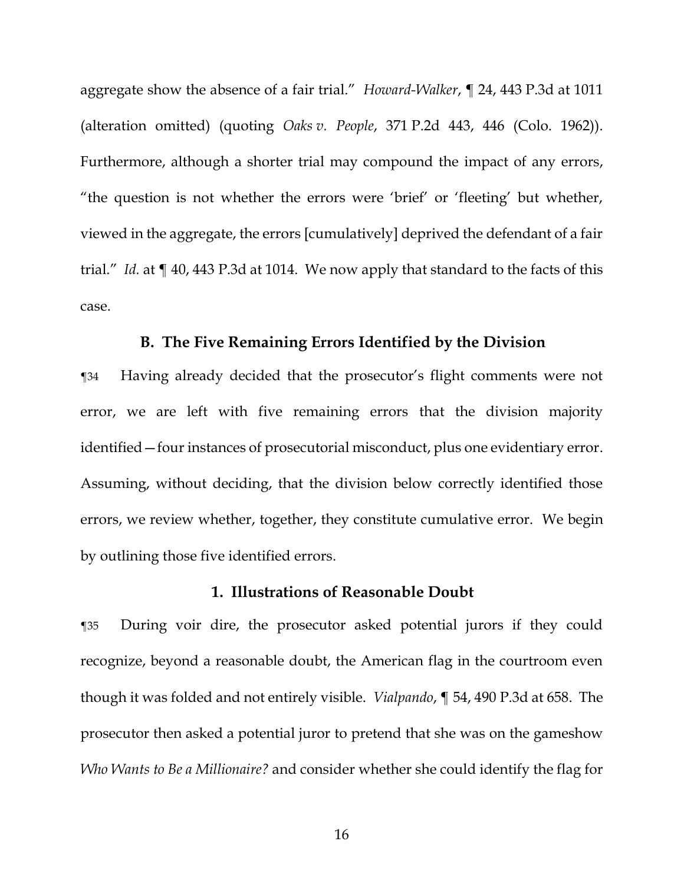aggregate show the absence of a fair trial." *Howard-Walker*, ¶ 24, 443 P.3d at 1011 (alteration omitted) (quoting *Oaks v. People*, 371 P.2d 443, 446 (Colo. 1962)). Furthermore, although a shorter trial may compound the impact of any errors, "the question is not whether the errors were 'brief' or 'fleeting' but whether, viewed in the aggregate, the errors [cumulatively] deprived the defendant of a fair trial." *Id.* at ¶ 40, 443 P.3d at 1014. We now apply that standard to the facts of this case.

### B. The Five Remaining Errors Identified by the Division

¶34 Having already decided that the prosecutor's flight comments were not error, we are left with five remaining errors that the division majority identified—four instances of prosecutorial misconduct, plus one evidentiary error. Assuming, without deciding, that the division below correctly identified those errors, we review whether, together, they constitute cumulative error. We begin by outlining those five identified errors.

#### 1. Illustrations of Reasonable Doubt

¶35 During voir dire, the prosecutor asked potential jurors if they could recognize, beyond a reasonable doubt, the American flag in the courtroom even though it was folded and not entirely visible. *Vialpando*, ¶ 54, 490 P.3d at 658. The prosecutor then asked a potential juror to pretend that she was on the gameshow *Who Wants to Be a Millionaire?* and consider whether she could identify the flag for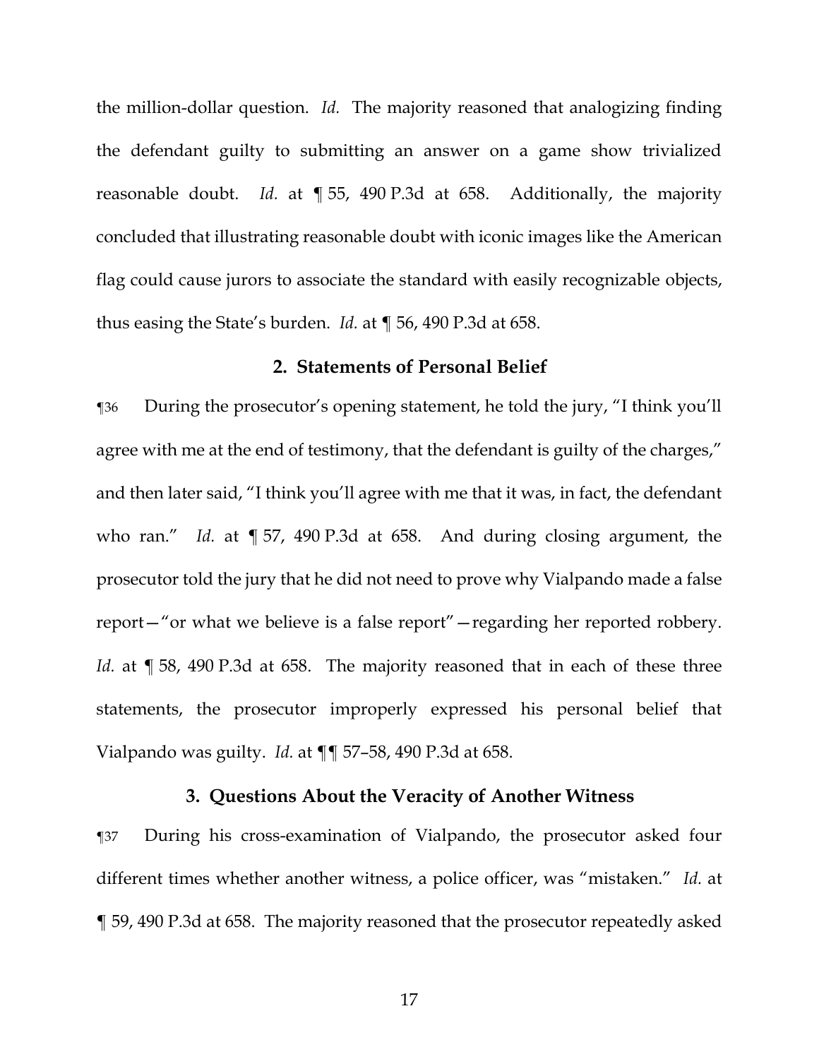the million-dollar question. *Id.* The majority reasoned that analogizing finding the defendant guilty to submitting an answer on a game show trivialized reasonable doubt. *Id.* at ¶ 55, 490 P.3d at 658. Additionally, the majority concluded that illustrating reasonable doubt with iconic images like the American flag could cause jurors to associate the standard with easily recognizable objects, thus easing the State's burden. *Id.* at ¶ 56, 490 P.3d at 658.

### 2. Statements of Personal Belief

¶36 During the prosecutor's opening statement, he told the jury, "I think you'll agree with me at the end of testimony, that the defendant is guilty of the charges," and then later said, "I think you'll agree with me that it was, in fact, the defendant who ran." *Id.* at ¶ 57, 490 P.3d at 658. And during closing argument, the prosecutor told the jury that he did not need to prove why Vialpando made a false report—"or what we believe is a false report"—regarding her reported robbery. *Id.* at ¶ 58, 490 P.3d at 658. The majority reasoned that in each of these three statements, the prosecutor improperly expressed his personal belief that Vialpando was guilty. *Id.* at ¶¶ 57–58, 490 P.3d at 658.

### 3. Questions About the Veracity of Another Witness

¶37 During his cross-examination of Vialpando, the prosecutor asked four different times whether another witness, a police officer, was "mistaken." *Id.* at ¶ 59, 490 P.3d at 658. The majority reasoned that the prosecutor repeatedly asked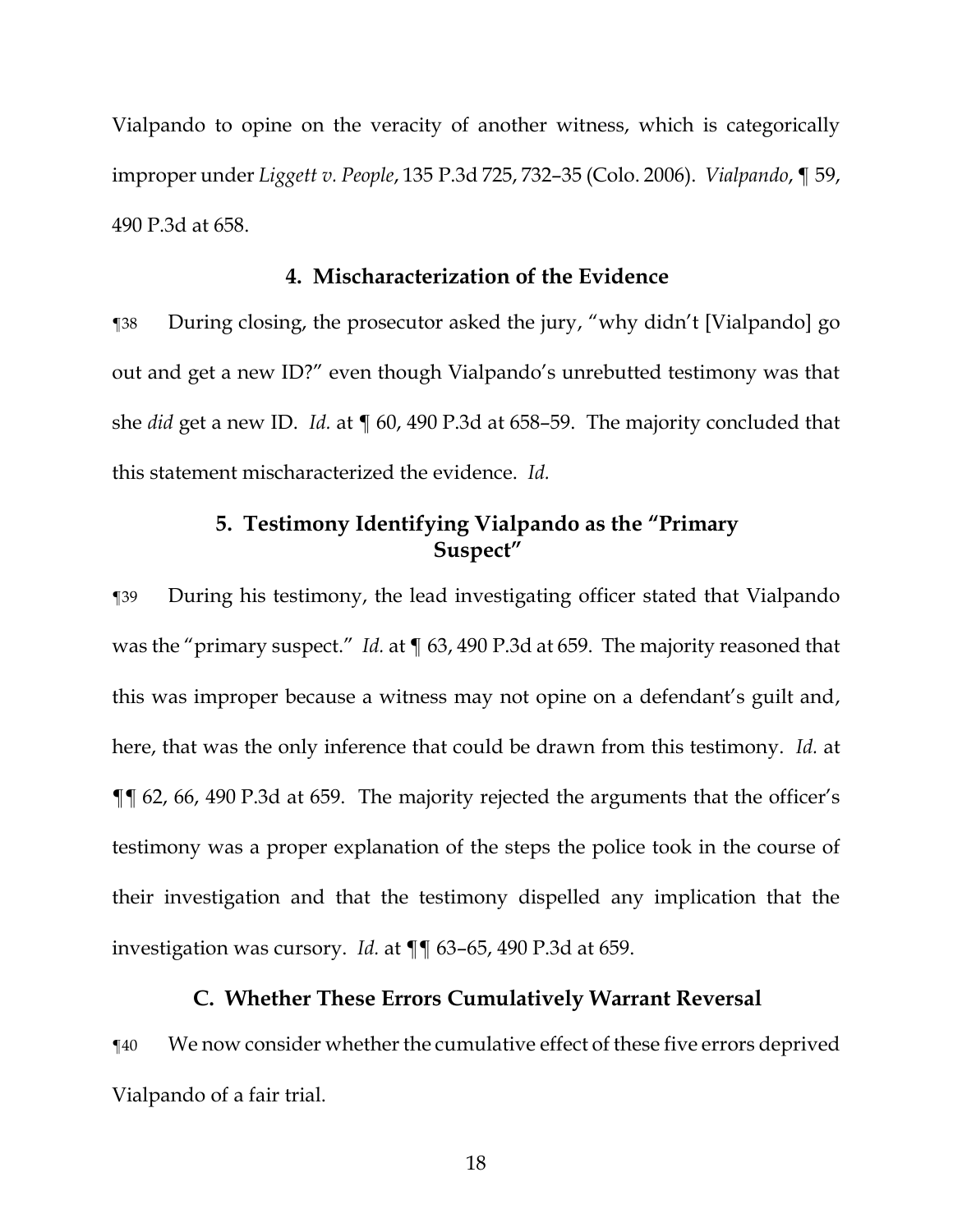Vialpando to opine on the veracity of another witness, which is categorically improper under *Liggett v. People*, 135 P.3d 725, 732–35 (Colo. 2006). *Vialpando*, ¶ 59, 490 P.3d at 658.

### 4. Mischaracterization of the Evidence

¶38 During closing, the prosecutor asked the jury, "why didn't [Vialpando] go out and get a new ID?" even though Vialpando's unrebutted testimony was that she *did* get a new ID. *Id.* at ¶ 60, 490 P.3d at 658–59. The majority concluded that this statement mischaracterized the evidence. *Id.*

### 5. Testimony Identifying Vialpando as the "Primary Suspect"

¶39 During his testimony, the lead investigating officer stated that Vialpando was the "primary suspect." *Id.* at ¶ 63, 490 P.3d at 659. The majority reasoned that this was improper because a witness may not opine on a defendant's guilt and, here, that was the only inference that could be drawn from this testimony. *Id.* at ¶¶ 62, 66, 490 P.3d at 659. The majority rejected the arguments that the officer's testimony was a proper explanation of the steps the police took in the course of their investigation and that the testimony dispelled any implication that the investigation was cursory. *Id.* at ¶¶ 63–65, 490 P.3d at 659.

## C. Whether These Errors Cumulatively Warrant Reversal

¶40 We now consider whether the cumulative effect of these five errors deprived Vialpando of a fair trial.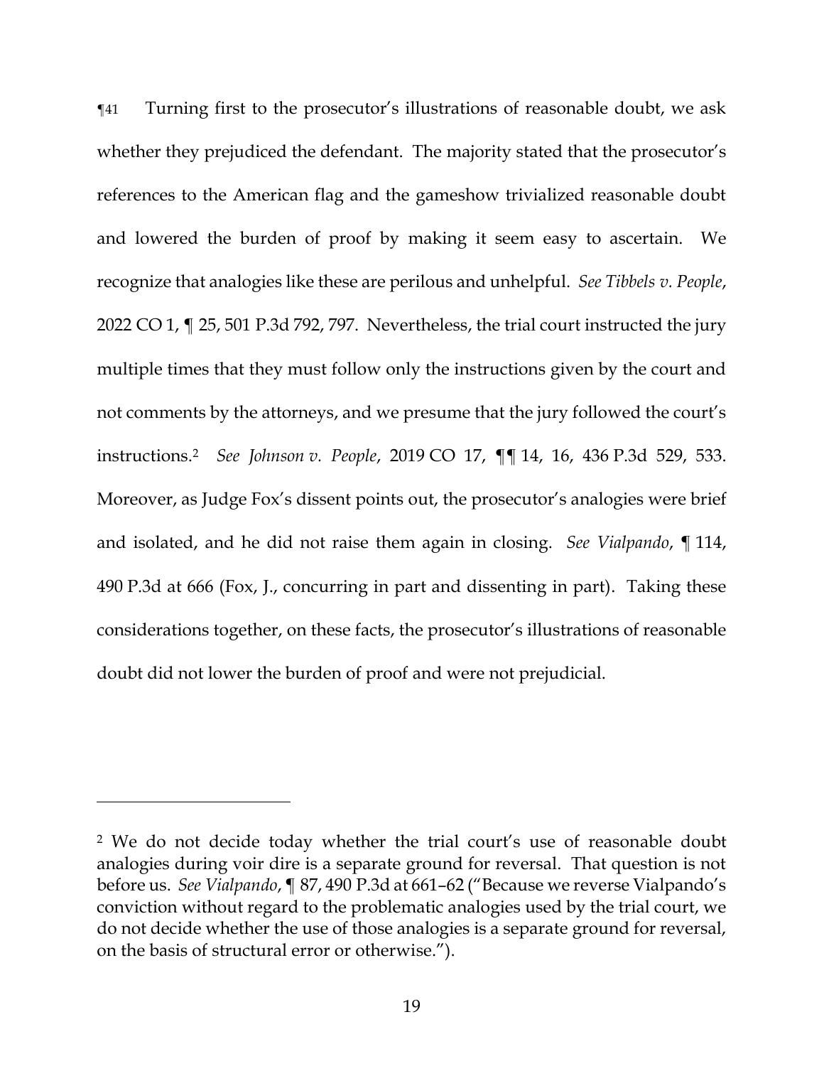¶41 Turning first to the prosecutor's illustrations of reasonable doubt, we ask whether they prejudiced the defendant. The majority stated that the prosecutor's references to the American flag and the gameshow trivialized reasonable doubt and lowered the burden of proof by making it seem easy to ascertain. We recognize that analogies like these are perilous and unhelpful. *See Tibbels v. People*, 2022 CO 1, ¶ 25, 501 P.3d 792, 797. Nevertheless, the trial court instructed the jury multiple times that they must follow only the instructions given by the court and not comments by the attorneys, and we presume that the jury followed the court's instructions.[2] *See Johnson v. People*, 2019 CO 17, ¶¶ 14, 16, 436 P.3d 529, 533. Moreover, as Judge Fox's dissent points out, the prosecutor's analogies were brief and isolated, and he did not raise them again in closing. *See Vialpando*, ¶ 114, 490 P.3d at 666 (Fox, J., concurring in part and dissenting in part). Taking these considerations together, on these facts, the prosecutor's illustrations of reasonable doubt did not lower the burden of proof and were not prejudicial.

---

[2] We do not decide today whether the trial court's use of reasonable doubt analogies during voir dire is a separate ground for reversal. That question is not before us. *See Vialpando*, ¶ 87, 490 P.3d at 661–62 ("Because we reverse Vialpando's conviction without regard to the problematic analogies used by the trial court, we do not decide whether the use of those analogies is a separate ground for reversal, on the basis of structural error or otherwise.").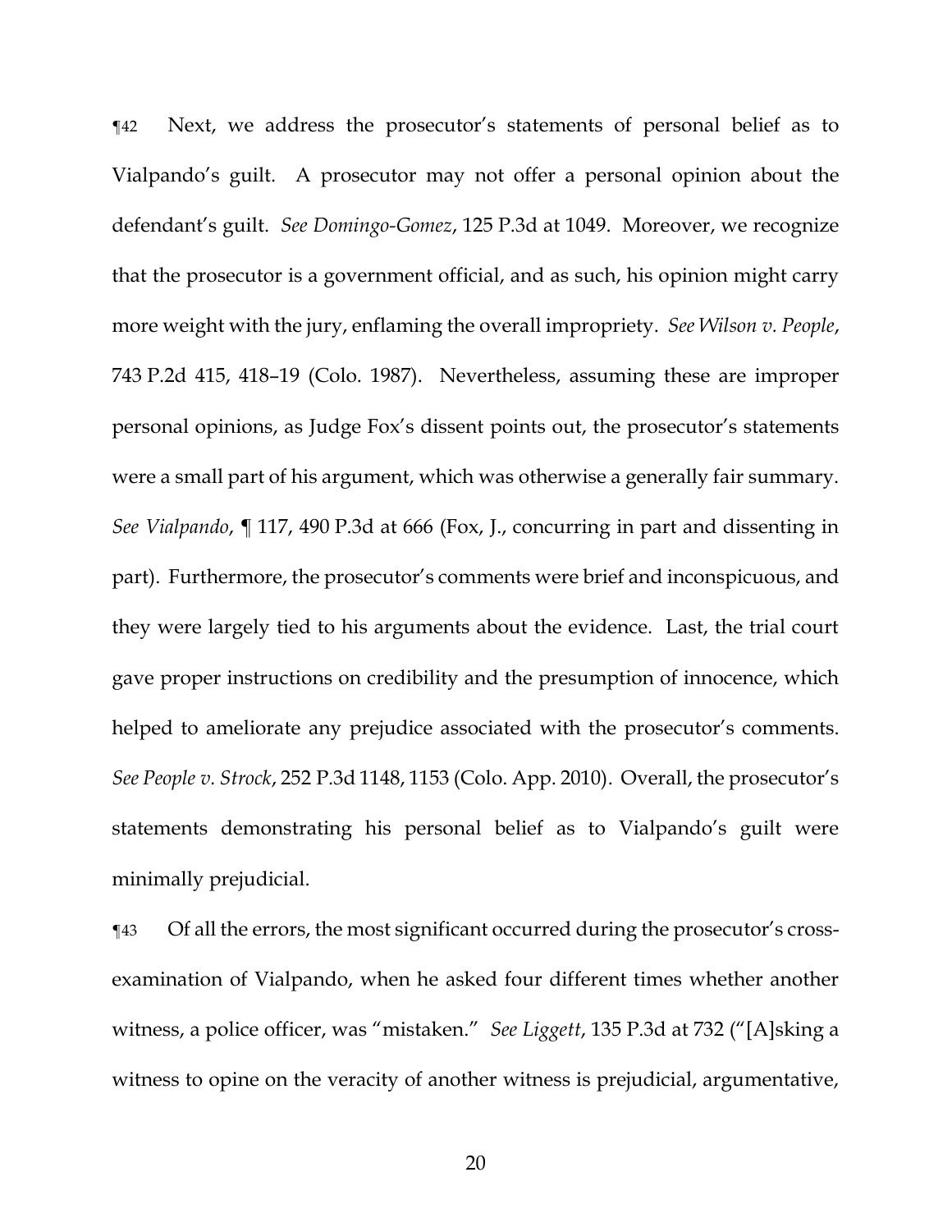¶42 Next, we address the prosecutor's statements of personal belief as to Vialpando's guilt. A prosecutor may not offer a personal opinion about the defendant's guilt. *See Domingo-Gomez*, 125 P.3d at 1049. Moreover, we recognize that the prosecutor is a government official, and as such, his opinion might carry more weight with the jury, enflaming the overall impropriety. *See Wilson v. People*, 743 P.2d 415, 418–19 (Colo. 1987). Nevertheless, assuming these are improper personal opinions, as Judge Fox's dissent points out, the prosecutor's statements were a small part of his argument, which was otherwise a generally fair summary. *See Vialpando*, ¶ 117, 490 P.3d at 666 (Fox, J., concurring in part and dissenting in part). Furthermore, the prosecutor's comments were brief and inconspicuous, and they were largely tied to his arguments about the evidence. Last, the trial court gave proper instructions on credibility and the presumption of innocence, which helped to ameliorate any prejudice associated with the prosecutor's comments. *See People v. Strock*, 252 P.3d 1148, 1153 (Colo. App. 2010). Overall, the prosecutor's statements demonstrating his personal belief as to Vialpando's guilt were minimally prejudicial.

¶43 Of all the errors, the most significant occurred during the prosecutor's cross-examination of Vialpando, when he asked four different times whether another witness, a police officer, was "mistaken." *See Liggett*, 135 P.3d at 732 ("[A]sking a witness to opine on the veracity of another witness is prejudicial, argumentative,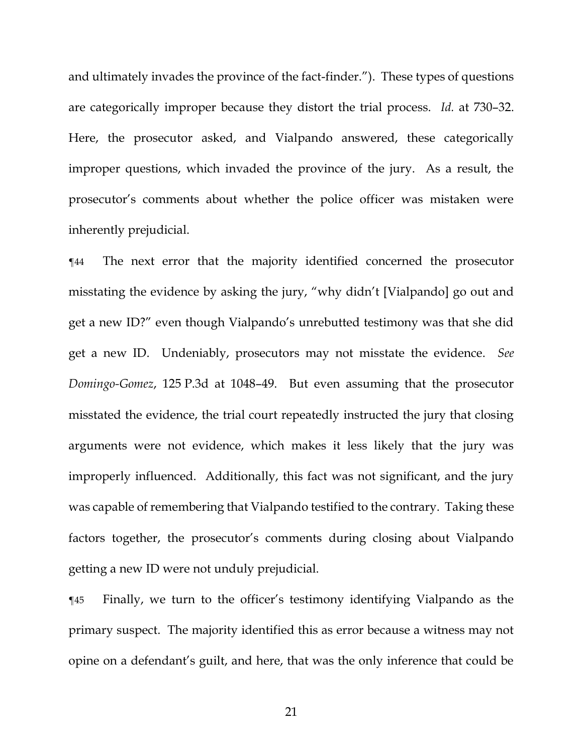and ultimately invades the province of the fact-finder."). These types of questions are categorically improper because they distort the trial process. *Id.* at 730–32. Here, the prosecutor asked, and Vialpando answered, these categorically improper questions, which invaded the province of the jury. As a result, the prosecutor's comments about whether the police officer was mistaken were inherently prejudicial.

¶44 The next error that the majority identified concerned the prosecutor misstating the evidence by asking the jury, "why didn't [Vialpando] go out and get a new ID?" even though Vialpando's unrebutted testimony was that she did get a new ID. Undeniably, prosecutors may not misstate the evidence. *See Domingo-Gomez*, 125 P.3d at 1048–49. But even assuming that the prosecutor misstated the evidence, the trial court repeatedly instructed the jury that closing arguments were not evidence, which makes it less likely that the jury was improperly influenced. Additionally, this fact was not significant, and the jury was capable of remembering that Vialpando testified to the contrary. Taking these factors together, the prosecutor's comments during closing about Vialpando getting a new ID were not unduly prejudicial.

¶45 Finally, we turn to the officer's testimony identifying Vialpando as the primary suspect. The majority identified this as error because a witness may not opine on a defendant's guilt, and here, that was the only inference that could be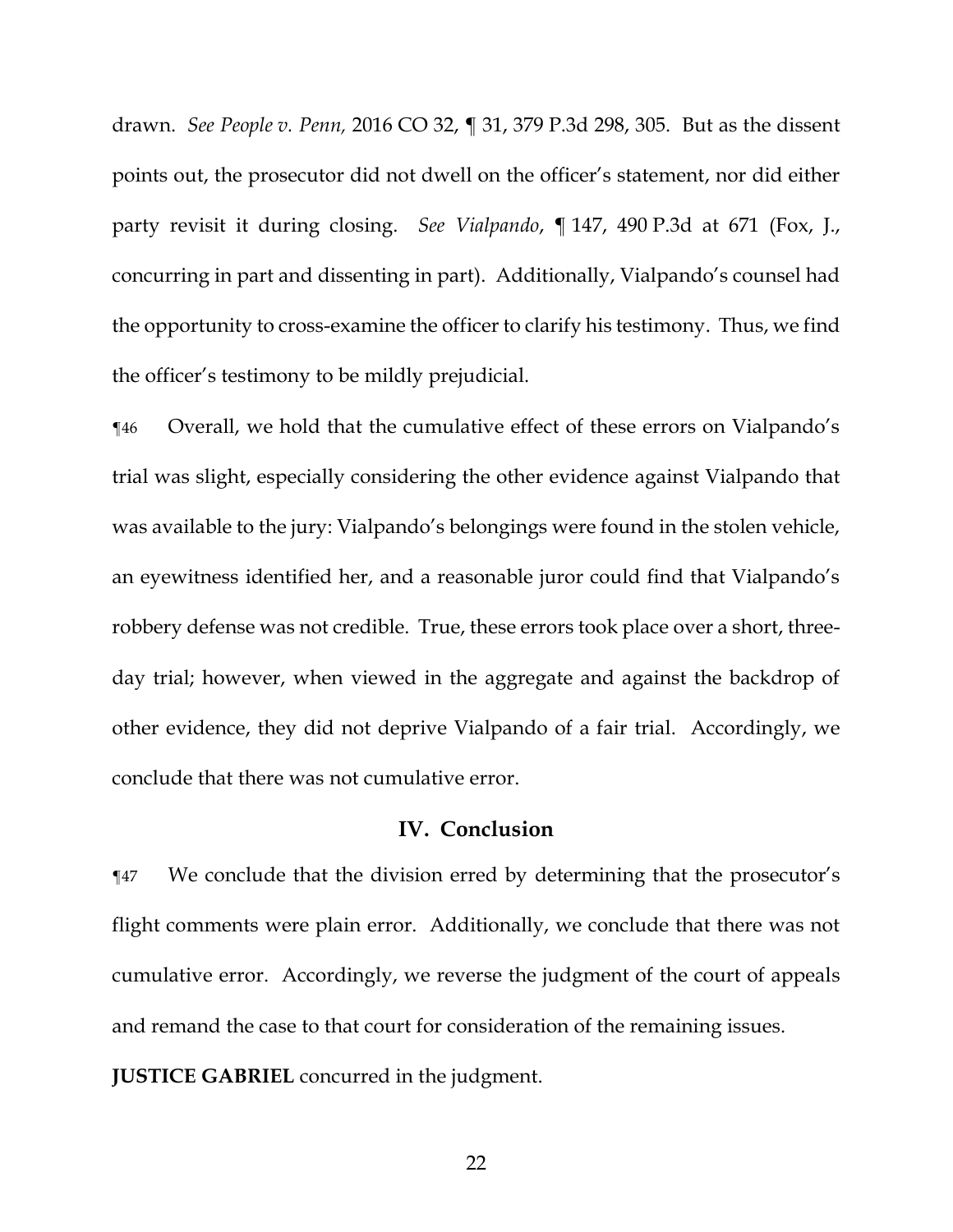drawn. *See People v. Penn,* 2016 CO 32, ¶ 31, 379 P.3d 298, 305. But as the dissent points out, the prosecutor did not dwell on the officer's statement, nor did either party revisit it during closing. *See Vialpando*, ¶ 147, 490 P.3d at 671 (Fox, J., concurring in part and dissenting in part). Additionally, Vialpando's counsel had the opportunity to cross-examine the officer to clarify his testimony. Thus, we find the officer's testimony to be mildly prejudicial.

¶46 Overall, we hold that the cumulative effect of these errors on Vialpando's trial was slight, especially considering the other evidence against Vialpando that was available to the jury: Vialpando's belongings were found in the stolen vehicle, an eyewitness identified her, and a reasonable juror could find that Vialpando's robbery defense was not credible. True, these errors took place over a short, three-day trial; however, when viewed in the aggregate and against the backdrop of other evidence, they did not deprive Vialpando of a fair trial. Accordingly, we conclude that there was not cumulative error.

## IV. Conclusion

¶47 We conclude that the division erred by determining that the prosecutor's flight comments were plain error. Additionally, we conclude that there was not cumulative error. Accordingly, we reverse the judgment of the court of appeals and remand the case to that court for consideration of the remaining issues.

**JUSTICE GABRIEL** concurred in the judgment.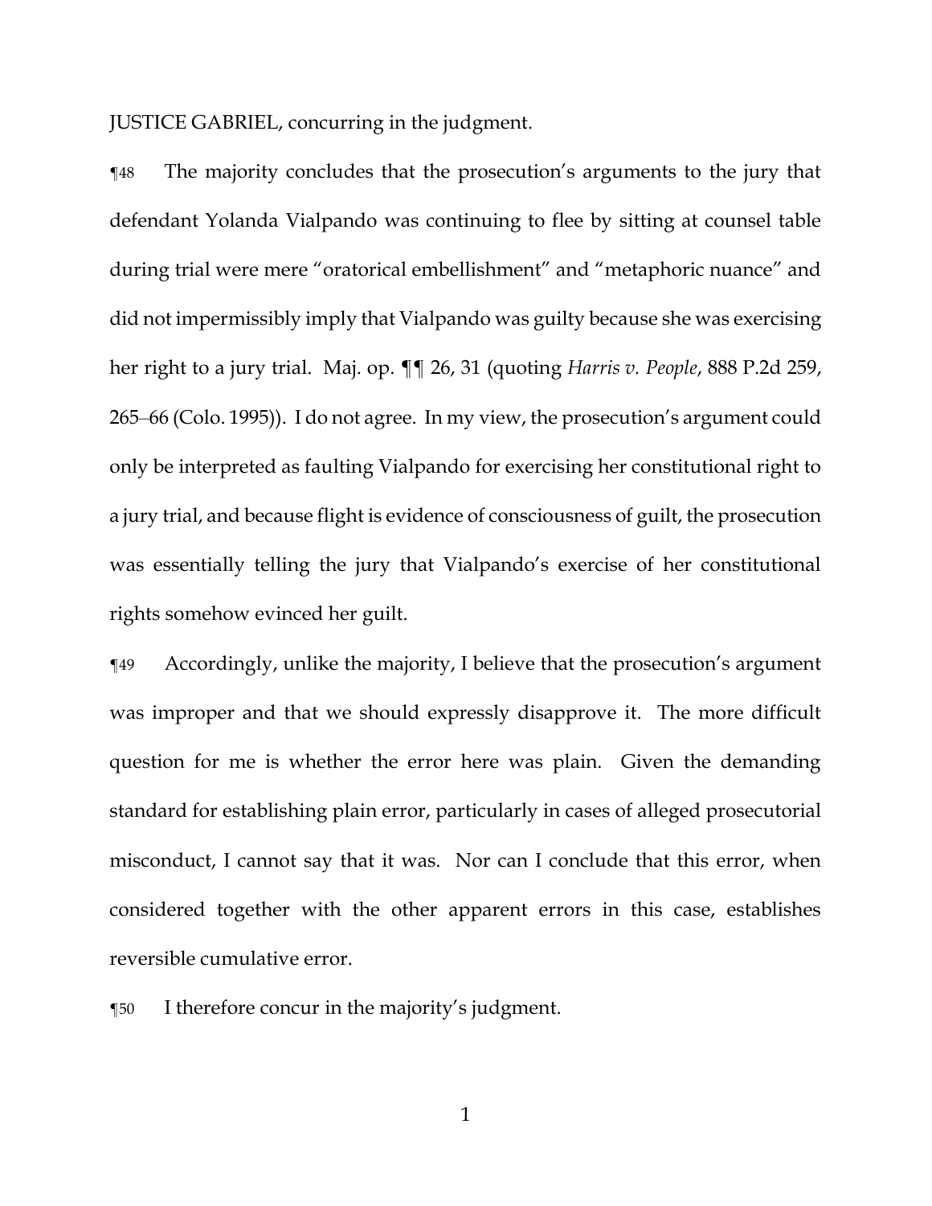JUSTICE GABRIEL, concurring in the judgment.

¶48 The majority concludes that the prosecution's arguments to the jury that defendant Yolanda Vialpando was continuing to flee by sitting at counsel table during trial were mere "oratorical embellishment" and "metaphoric nuance" and did not impermissibly imply that Vialpando was guilty because she was exercising her right to a jury trial. Maj. op. ¶¶ 26, 31 (quoting *Harris v. People*, 888 P.2d 259, 265–66 (Colo. 1995)). I do not agree. In my view, the prosecution's argument could only be interpreted as faulting Vialpando for exercising her constitutional right to a jury trial, and because flight is evidence of consciousness of guilt, the prosecution was essentially telling the jury that Vialpando's exercise of her constitutional rights somehow evinced her guilt.

¶49 Accordingly, unlike the majority, I believe that the prosecution's argument was improper and that we should expressly disapprove it. The more difficult question for me is whether the error here was plain. Given the demanding standard for establishing plain error, particularly in cases of alleged prosecutorial misconduct, I cannot say that it was. Nor can I conclude that this error, when considered together with the other apparent errors in this case, establishes reversible cumulative error.

¶50 I therefore concur in the majority's judgment.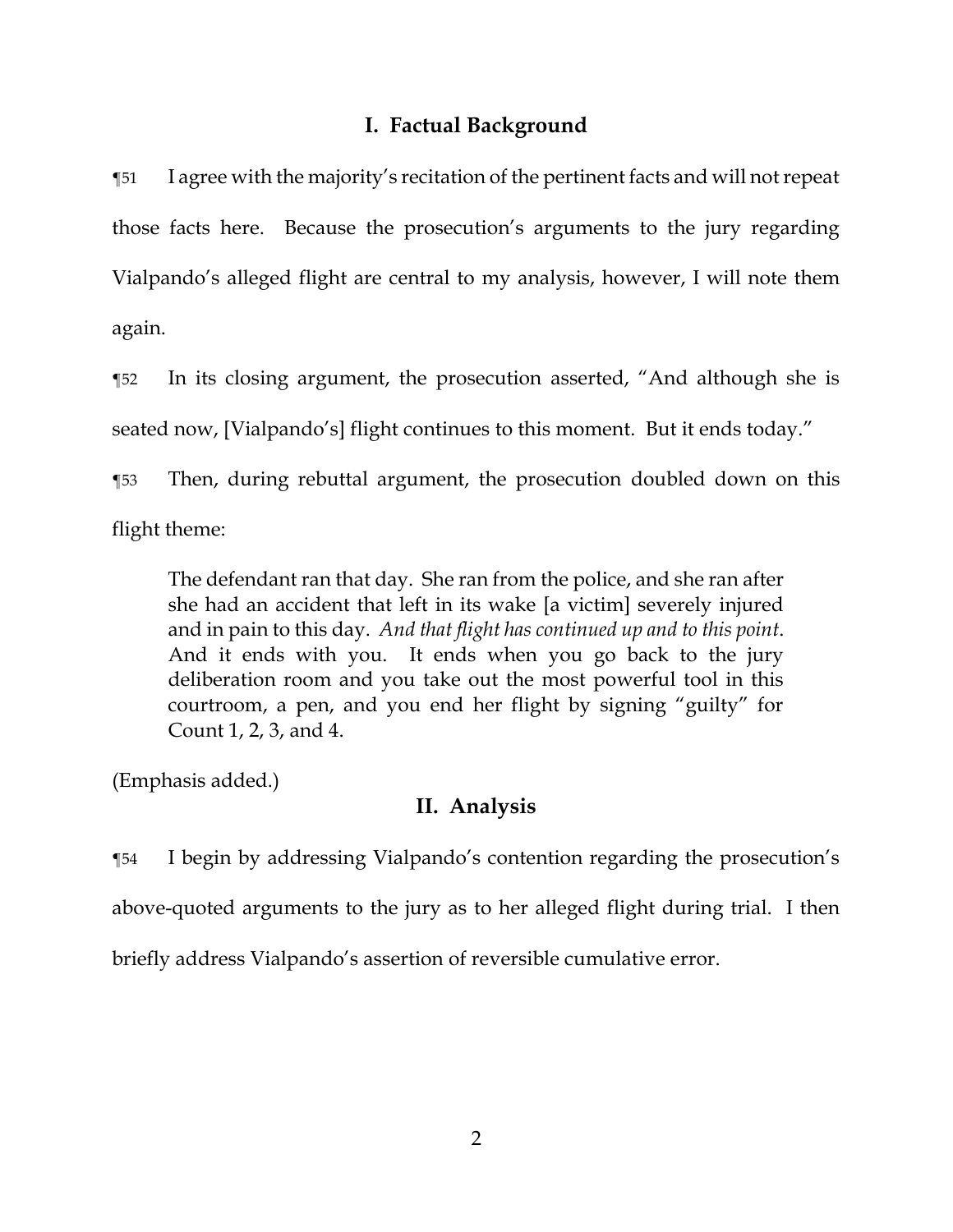## I. Factual Background

¶51 I agree with the majority's recitation of the pertinent facts and will not repeat those facts here. Because the prosecution's arguments to the jury regarding Vialpando's alleged flight are central to my analysis, however, I will note them again.

¶52 In its closing argument, the prosecution asserted, "And although she is seated now, [Vialpando's] flight continues to this moment. But it ends today."

¶53 Then, during rebuttal argument, the prosecution doubled down on this flight theme:

> The defendant ran that day. She ran from the police, and she ran after she had an accident that left in its wake [a victim] severely injured and in pain to this day. *And that flight has continued up and to this point*. And it ends with you. It ends when you go back to the jury deliberation room and you take out the most powerful tool in this courtroom, a pen, and you end her flight by signing "guilty" for Count 1, 2, 3, and 4.

(Emphasis added.)

## II. Analysis

¶54 I begin by addressing Vialpando's contention regarding the prosecution's above-quoted arguments to the jury as to her alleged flight during trial. I then briefly address Vialpando's assertion of reversible cumulative error.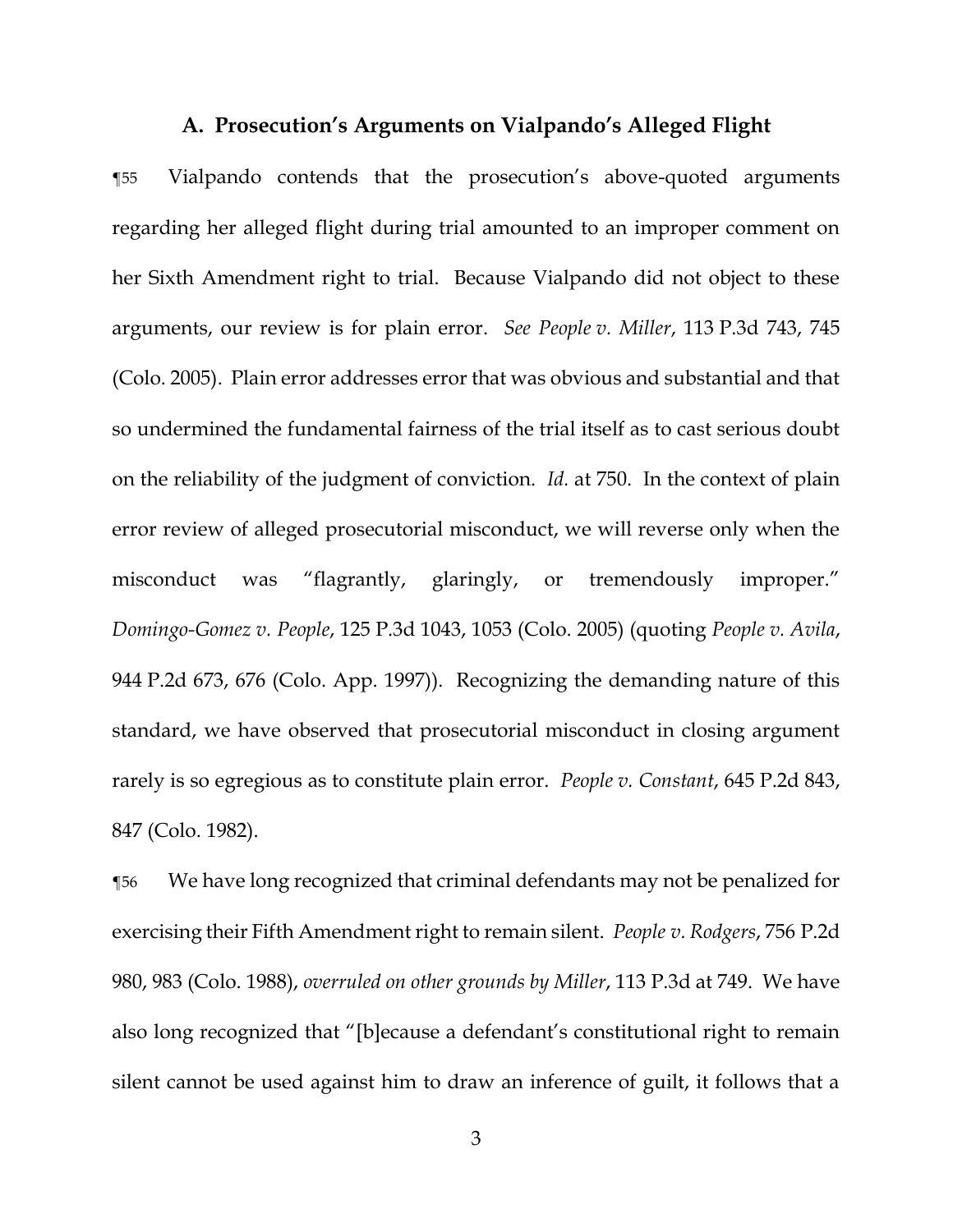### A. Prosecution's Arguments on Vialpando's Alleged Flight

¶55 Vialpando contends that the prosecution's above-quoted arguments regarding her alleged flight during trial amounted to an improper comment on her Sixth Amendment right to trial. Because Vialpando did not object to these arguments, our review is for plain error. *See People v. Miller*, 113 P.3d 743, 745 (Colo. 2005). Plain error addresses error that was obvious and substantial and that so undermined the fundamental fairness of the trial itself as to cast serious doubt on the reliability of the judgment of conviction. *Id.* at 750. In the context of plain error review of alleged prosecutorial misconduct, we will reverse only when the misconduct was "flagrantly, glaringly, or tremendously improper." *Domingo-Gomez v. People*, 125 P.3d 1043, 1053 (Colo. 2005) (quoting *People v. Avila*, 944 P.2d 673, 676 (Colo. App. 1997)). Recognizing the demanding nature of this standard, we have observed that prosecutorial misconduct in closing argument rarely is so egregious as to constitute plain error. *People v. Constant*, 645 P.2d 843, 847 (Colo. 1982).

¶56 We have long recognized that criminal defendants may not be penalized for exercising their Fifth Amendment right to remain silent. *People v. Rodgers*, 756 P.2d 980, 983 (Colo. 1988), *overruled on other grounds by Miller*, 113 P.3d at 749. We have also long recognized that "[b]ecause a defendant's constitutional right to remain silent cannot be used against him to draw an inference of guilt, it follows that a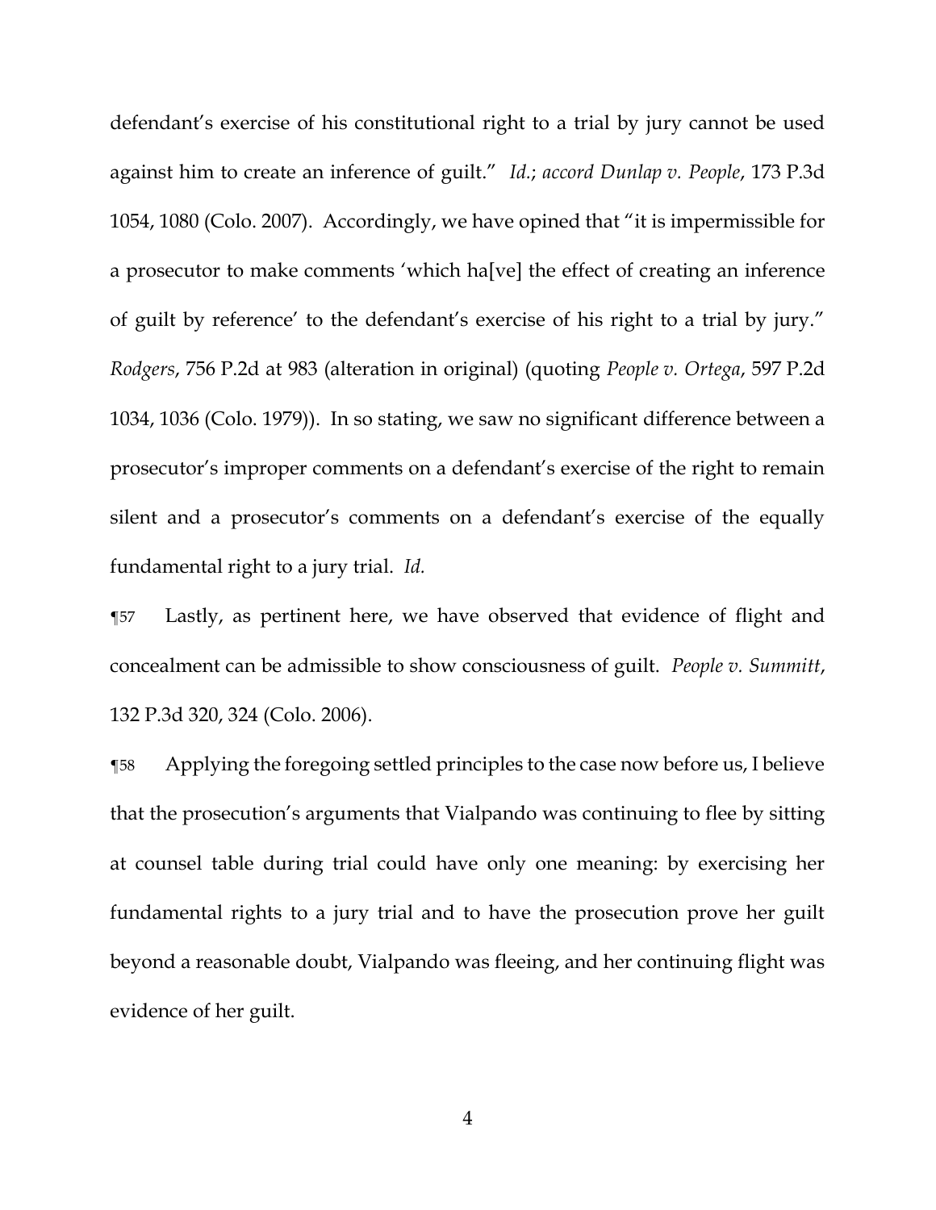defendant's exercise of his constitutional right to a trial by jury cannot be used against him to create an inference of guilt." *Id.*; *accord Dunlap v. People*, 173 P.3d 1054, 1080 (Colo. 2007). Accordingly, we have opined that "it is impermissible for a prosecutor to make comments 'which ha[ve] the effect of creating an inference of guilt by reference' to the defendant's exercise of his right to a trial by jury." *Rodgers*, 756 P.2d at 983 (alteration in original) (quoting *People v. Ortega*, 597 P.2d 1034, 1036 (Colo. 1979)). In so stating, we saw no significant difference between a prosecutor's improper comments on a defendant's exercise of the right to remain silent and a prosecutor's comments on a defendant's exercise of the equally fundamental right to a jury trial. *Id.*

¶57 Lastly, as pertinent here, we have observed that evidence of flight and concealment can be admissible to show consciousness of guilt. *People v. Summitt*, 132 P.3d 320, 324 (Colo. 2006).

¶58 Applying the foregoing settled principles to the case now before us, I believe that the prosecution's arguments that Vialpando was continuing to flee by sitting at counsel table during trial could have only one meaning: by exercising her fundamental rights to a jury trial and to have the prosecution prove her guilt beyond a reasonable doubt, Vialpando was fleeing, and her continuing flight was evidence of her guilt.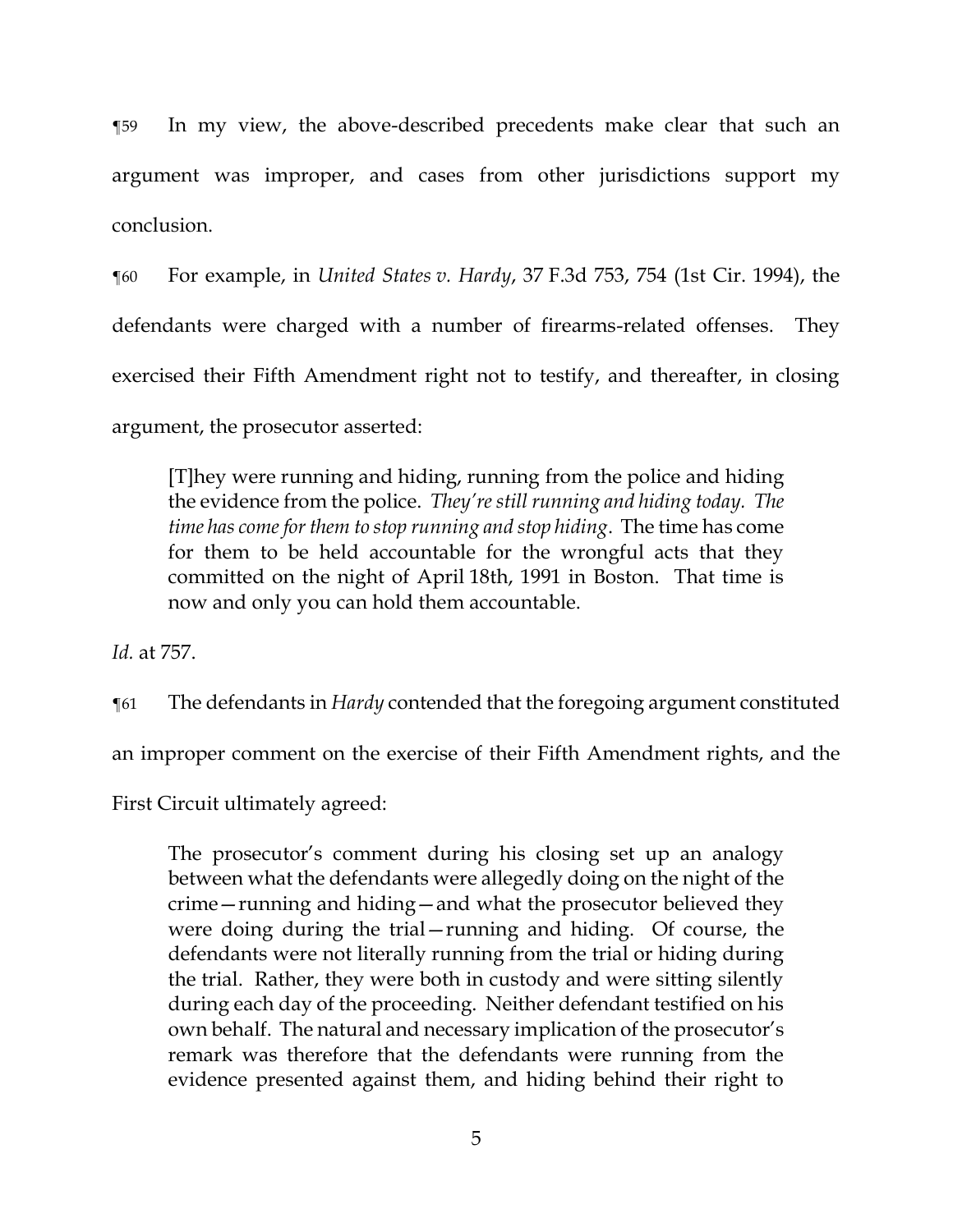¶59 In my view, the above-described precedents make clear that such an argument was improper, and cases from other jurisdictions support my conclusion.

¶60 For example, in *United States v. Hardy*, 37 F.3d 753, 754 (1st Cir. 1994), the defendants were charged with a number of firearms-related offenses. They exercised their Fifth Amendment right not to testify, and thereafter, in closing argument, the prosecutor asserted:

> [T]hey were running and hiding, running from the police and hiding the evidence from the police. *They're still running and hiding today. The time has come for them to stop running and stop hiding*. The time has come for them to be held accountable for the wrongful acts that they committed on the night of April 18th, 1991 in Boston. That time is now and only you can hold them accountable.

*Id.* at 757.

¶61 The defendants in *Hardy* contended that the foregoing argument constituted an improper comment on the exercise of their Fifth Amendment rights, and the First Circuit ultimately agreed:

> The prosecutor's comment during his closing set up an analogy between what the defendants were allegedly doing on the night of the crime—running and hiding—and what the prosecutor believed they were doing during the trial—running and hiding. Of course, the defendants were not literally running from the trial or hiding during the trial. Rather, they were both in custody and were sitting silently during each day of the proceeding. Neither defendant testified on his own behalf. The natural and necessary implication of the prosecutor's remark was therefore that the defendants were running from the evidence presented against them, and hiding behind their right to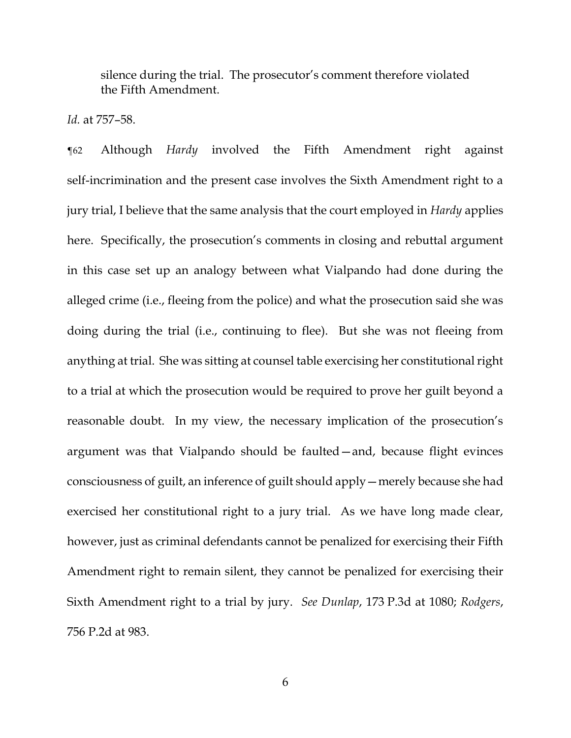> silence during the trial. The prosecutor's comment therefore violated the Fifth Amendment.

*Id.* at 757–58.

¶62 Although *Hardy* involved the Fifth Amendment right against self-incrimination and the present case involves the Sixth Amendment right to a jury trial, I believe that the same analysis that the court employed in *Hardy* applies here. Specifically, the prosecution's comments in closing and rebuttal argument in this case set up an analogy between what Vialpando had done during the alleged crime (i.e., fleeing from the police) and what the prosecution said she was doing during the trial (i.e., continuing to flee). But she was not fleeing from anything at trial. She was sitting at counsel table exercising her constitutional right to a trial at which the prosecution would be required to prove her guilt beyond a reasonable doubt. In my view, the necessary implication of the prosecution's argument was that Vialpando should be faulted—and, because flight evinces consciousness of guilt, an inference of guilt should apply—merely because she had exercised her constitutional right to a jury trial. As we have long made clear, however, just as criminal defendants cannot be penalized for exercising their Fifth Amendment right to remain silent, they cannot be penalized for exercising their Sixth Amendment right to a trial by jury. *See Dunlap*, 173 P.3d at 1080; *Rodgers*, 756 P.2d at 983.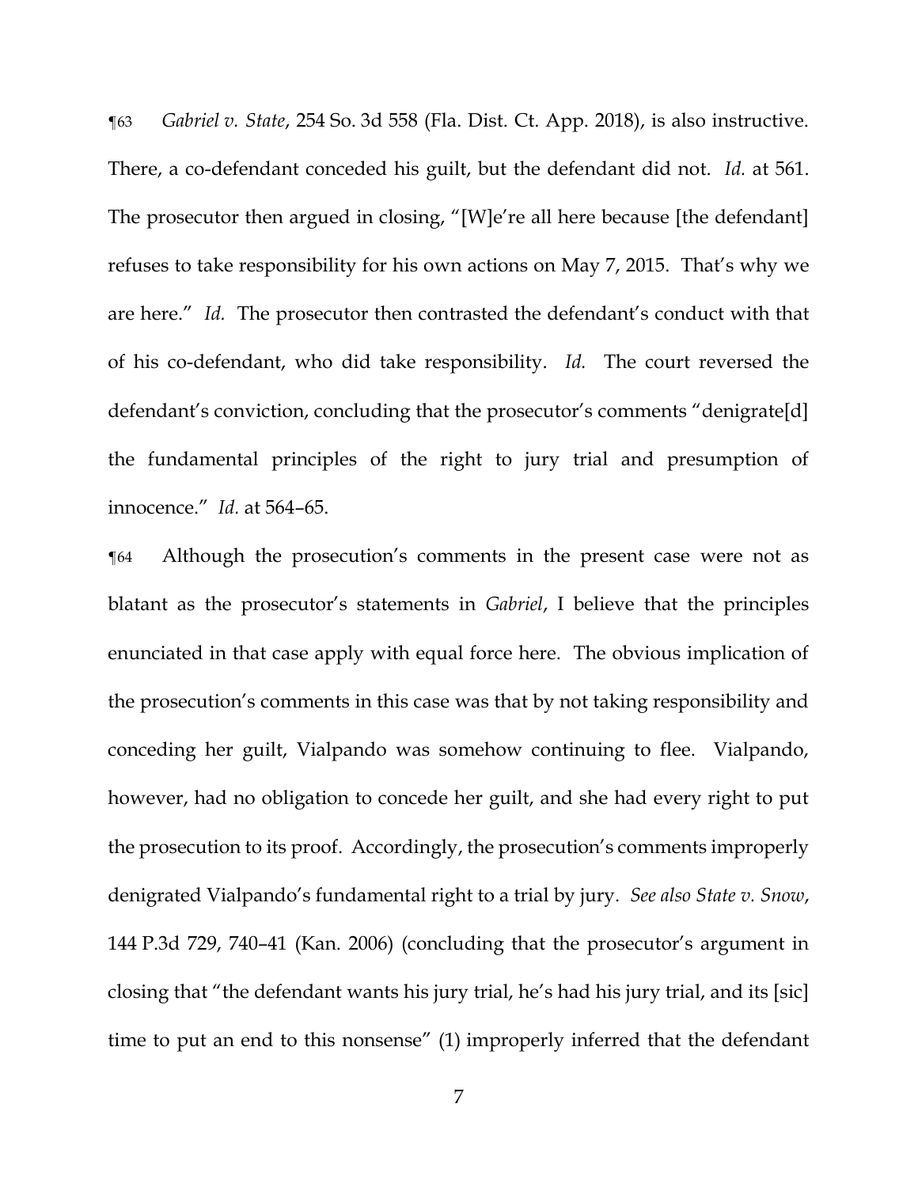¶63 *Gabriel v. State*, 254 So. 3d 558 (Fla. Dist. Ct. App. 2018), is also instructive. There, a co-defendant conceded his guilt, but the defendant did not. *Id.* at 561. The prosecutor then argued in closing, "[W]e're all here because [the defendant] refuses to take responsibility for his own actions on May 7, 2015. That's why we are here." *Id.* The prosecutor then contrasted the defendant's conduct with that of his co-defendant, who did take responsibility. *Id.* The court reversed the defendant's conviction, concluding that the prosecutor's comments "denigrate[d] the fundamental principles of the right to jury trial and presumption of innocence." *Id.* at 564–65.

¶64 Although the prosecution's comments in the present case were not as blatant as the prosecutor's statements in *Gabriel*, I believe that the principles enunciated in that case apply with equal force here. The obvious implication of the prosecution's comments in this case was that by not taking responsibility and conceding her guilt, Vialpando was somehow continuing to flee. Vialpando, however, had no obligation to concede her guilt, and she had every right to put the prosecution to its proof. Accordingly, the prosecution's comments improperly denigrated Vialpando's fundamental right to a trial by jury. *See also State v. Snow*, 144 P.3d 729, 740–41 (Kan. 2006) (concluding that the prosecutor's argument in closing that "the defendant wants his jury trial, he's had his jury trial, and its [sic] time to put an end to this nonsense" (1) improperly inferred that the defendant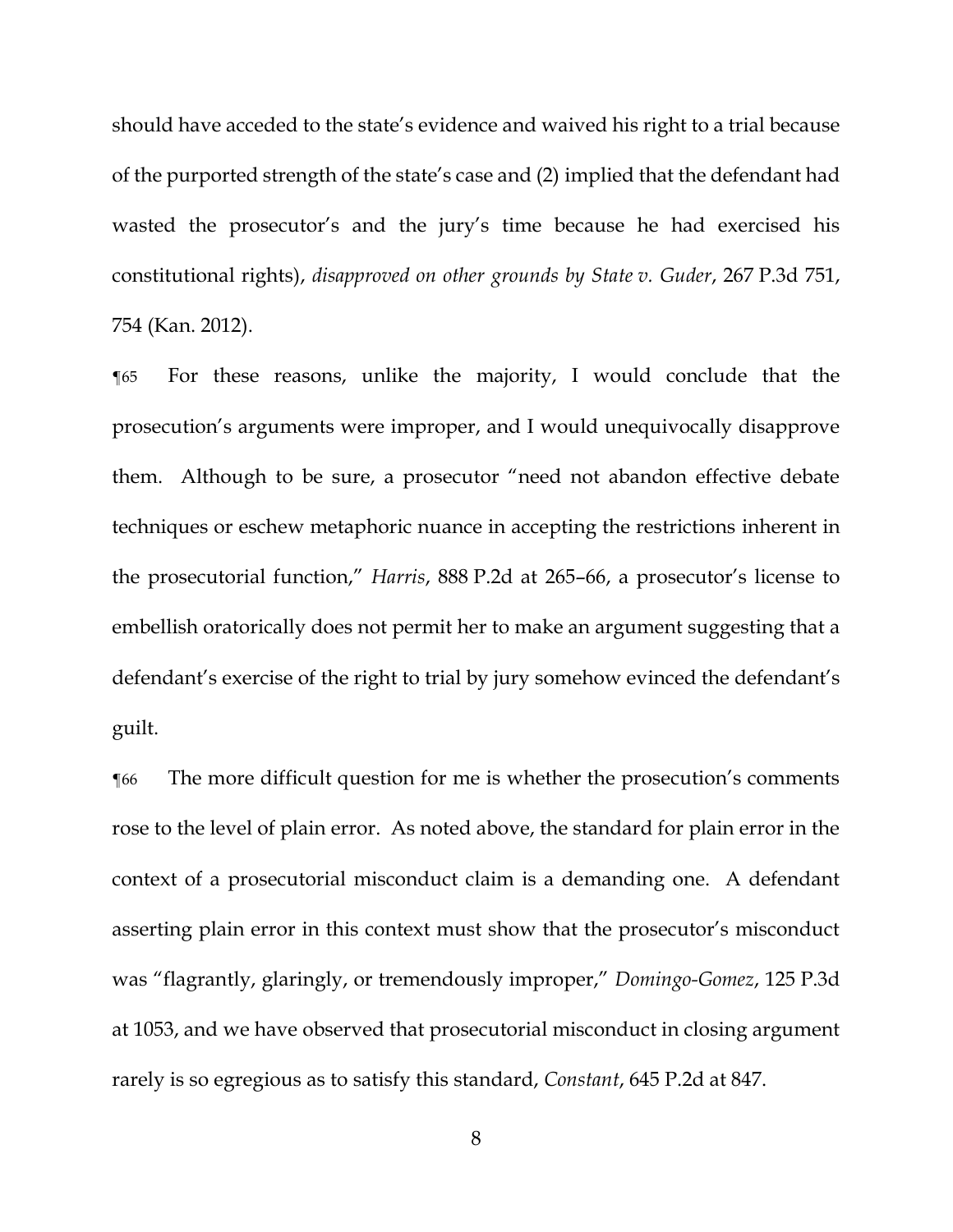should have acceded to the state's evidence and waived his right to a trial because of the purported strength of the state's case and (2) implied that the defendant had wasted the prosecutor's and the jury's time because he had exercised his constitutional rights), *disapproved on other grounds by State v. Guder*, 267 P.3d 751, 754 (Kan. 2012).

¶65 For these reasons, unlike the majority, I would conclude that the prosecution's arguments were improper, and I would unequivocally disapprove them. Although to be sure, a prosecutor "need not abandon effective debate techniques or eschew metaphoric nuance in accepting the restrictions inherent in the prosecutorial function," *Harris*, 888 P.2d at 265–66, a prosecutor's license to embellish oratorically does not permit her to make an argument suggesting that a defendant's exercise of the right to trial by jury somehow evinced the defendant's guilt.

¶66 The more difficult question for me is whether the prosecution's comments rose to the level of plain error. As noted above, the standard for plain error in the context of a prosecutorial misconduct claim is a demanding one. A defendant asserting plain error in this context must show that the prosecutor's misconduct was "flagrantly, glaringly, or tremendously improper," *Domingo-Gomez*, 125 P.3d at 1053, and we have observed that prosecutorial misconduct in closing argument rarely is so egregious as to satisfy this standard, *Constant*, 645 P.2d at 847.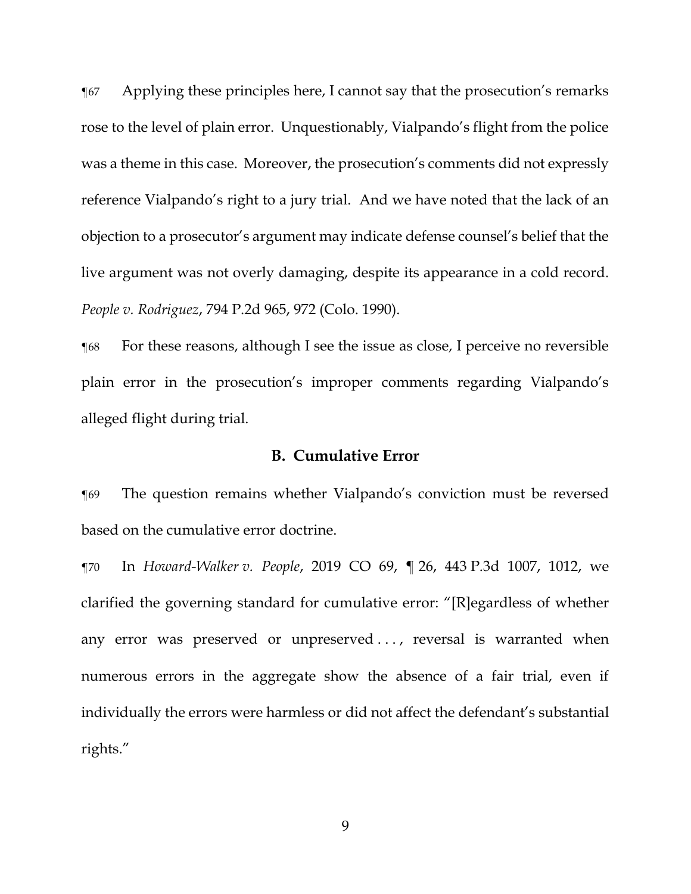¶67 Applying these principles here, I cannot say that the prosecution's remarks rose to the level of plain error. Unquestionably, Vialpando's flight from the police was a theme in this case. Moreover, the prosecution's comments did not expressly reference Vialpando's right to a jury trial. And we have noted that the lack of an objection to a prosecutor's argument may indicate defense counsel's belief that the live argument was not overly damaging, despite its appearance in a cold record. *People v. Rodriguez*, 794 P.2d 965, 972 (Colo. 1990).

¶68 For these reasons, although I see the issue as close, I perceive no reversible plain error in the prosecution's improper comments regarding Vialpando's alleged flight during trial.

### B. Cumulative Error

¶69 The question remains whether Vialpando's conviction must be reversed based on the cumulative error doctrine.

¶70 In *Howard-Walker v. People*, 2019 CO 69, ¶ 26, 443 P.3d 1007, 1012, we clarified the governing standard for cumulative error: "[R]egardless of whether any error was preserved or unpreserved . . . , reversal is warranted when numerous errors in the aggregate show the absence of a fair trial, even if individually the errors were harmless or did not affect the defendant's substantial rights."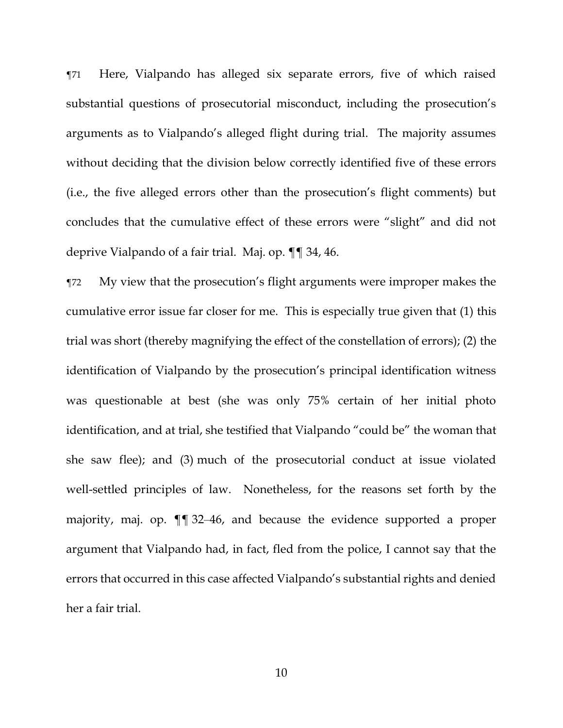¶71 Here, Vialpando has alleged six separate errors, five of which raised substantial questions of prosecutorial misconduct, including the prosecution's arguments as to Vialpando's alleged flight during trial. The majority assumes without deciding that the division below correctly identified five of these errors (i.e., the five alleged errors other than the prosecution's flight comments) but concludes that the cumulative effect of these errors were "slight" and did not deprive Vialpando of a fair trial. Maj. op. ¶¶ 34, 46.

¶72 My view that the prosecution's flight arguments were improper makes the cumulative error issue far closer for me. This is especially true given that (1) this trial was short (thereby magnifying the effect of the constellation of errors); (2) the identification of Vialpando by the prosecution's principal identification witness was questionable at best (she was only 75% certain of her initial photo identification, and at trial, she testified that Vialpando "could be" the woman that she saw flee); and (3) much of the prosecutorial conduct at issue violated well-settled principles of law. Nonetheless, for the reasons set forth by the majority, maj. op. ¶¶ 32–46, and because the evidence supported a proper argument that Vialpando had, in fact, fled from the police, I cannot say that the errors that occurred in this case affected Vialpando's substantial rights and denied her a fair trial.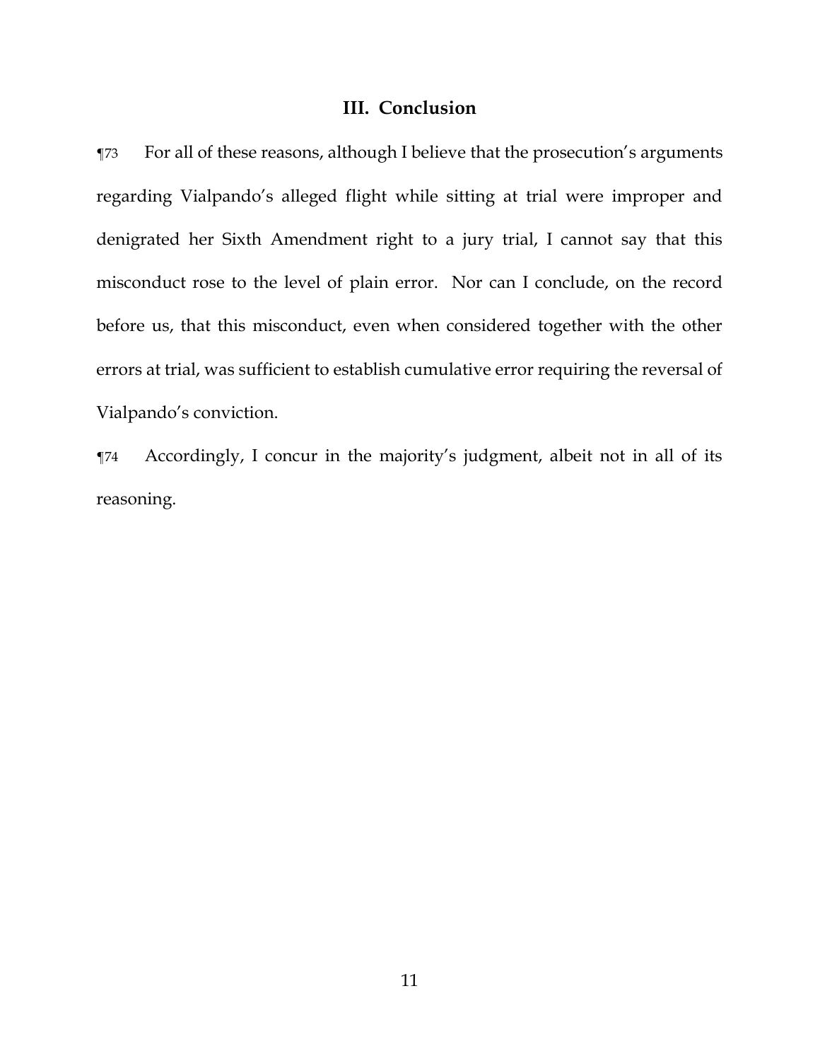## III. Conclusion

¶73 For all of these reasons, although I believe that the prosecution's arguments regarding Vialpando's alleged flight while sitting at trial were improper and denigrated her Sixth Amendment right to a jury trial, I cannot say that this misconduct rose to the level of plain error. Nor can I conclude, on the record before us, that this misconduct, even when considered together with the other errors at trial, was sufficient to establish cumulative error requiring the reversal of Vialpando's conviction.

¶74 Accordingly, I concur in the majority's judgment, albeit not in all of its reasoning.